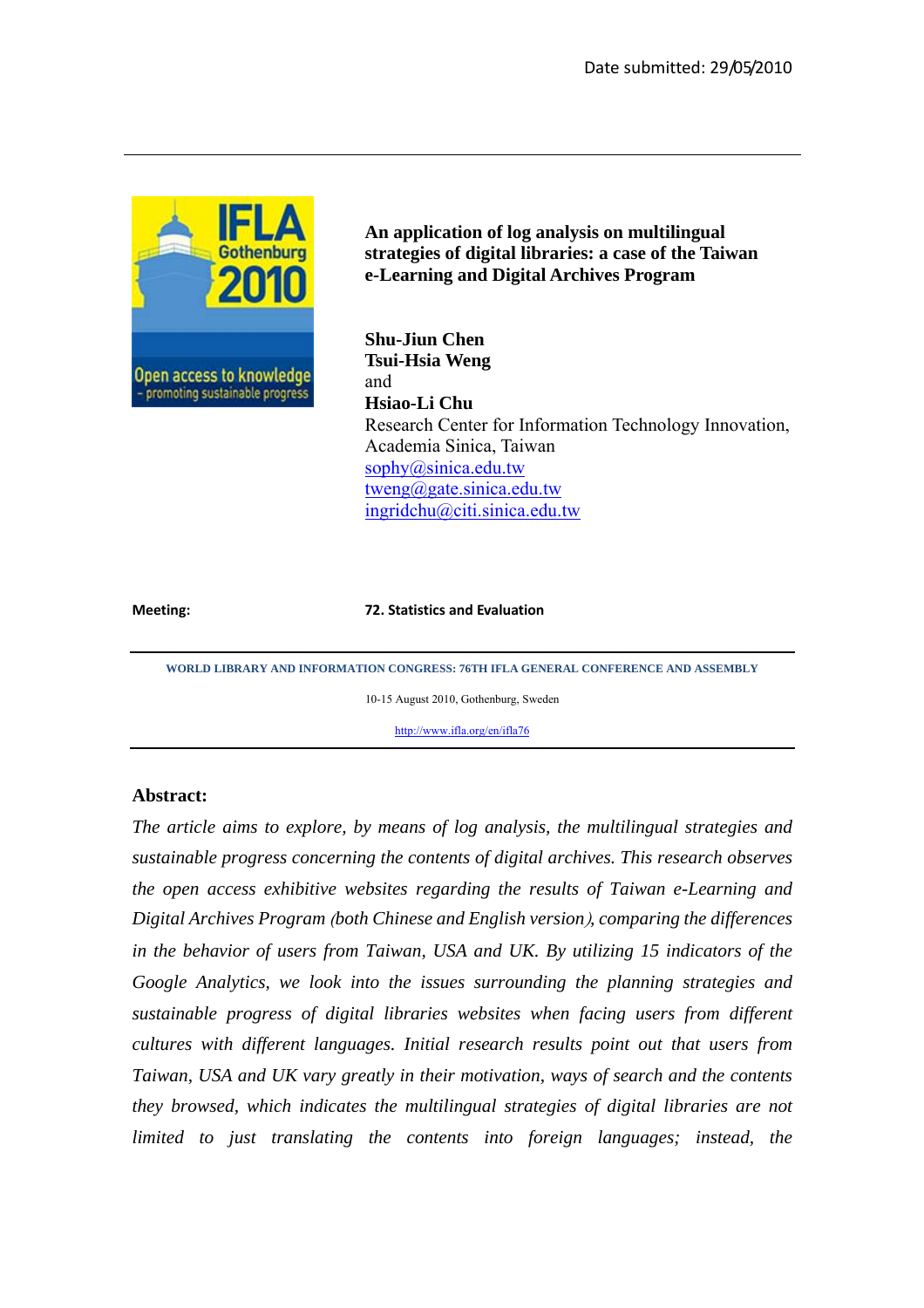Date submitted: 29/05/2010

# An application of log analysis on multilingual strategies of digital libraries: a case of the Taiwan e-Learning and Digital Archives Program

**Shu-Jiun Chen**
**Tsui-Hsia Weng**
and
**Hsiao-Li Chu**
Research Center for Information Technology Innovation, Academia Sinica, Taiwan
sophy@sinica.edu.tw
tweng@gate.sinica.edu.tw
ingridchu@citi.sinica.edu.tw

**Meeting:** **72. Statistics and Evaluation**

WORLD LIBRARY AND INFORMATION CONGRESS: 76TH IFLA GENERAL CONFERENCE AND ASSEMBLY

10-15 August 2010, Gothenburg, Sweden

http://www.ifla.org/en/ifla76

**Abstract:**

*The article aims to explore, by means of log analysis, the multilingual strategies and sustainable progress concerning the contents of digital archives. This research observes the open access exhibitive websites regarding the results of Taiwan e-Learning and Digital Archives Program (both Chinese and English version), comparing the differences in the behavior of users from Taiwan, USA and UK. By utilizing 15 indicators of the Google Analytics, we look into the issues surrounding the planning strategies and sustainable progress of digital libraries websites when facing users from different cultures with different languages. Initial research results point out that users from Taiwan, USA and UK vary greatly in their motivation, ways of search and the contents they browsed, which indicates the multilingual strategies of digital libraries are not limited to just translating the contents into foreign languages; instead, the*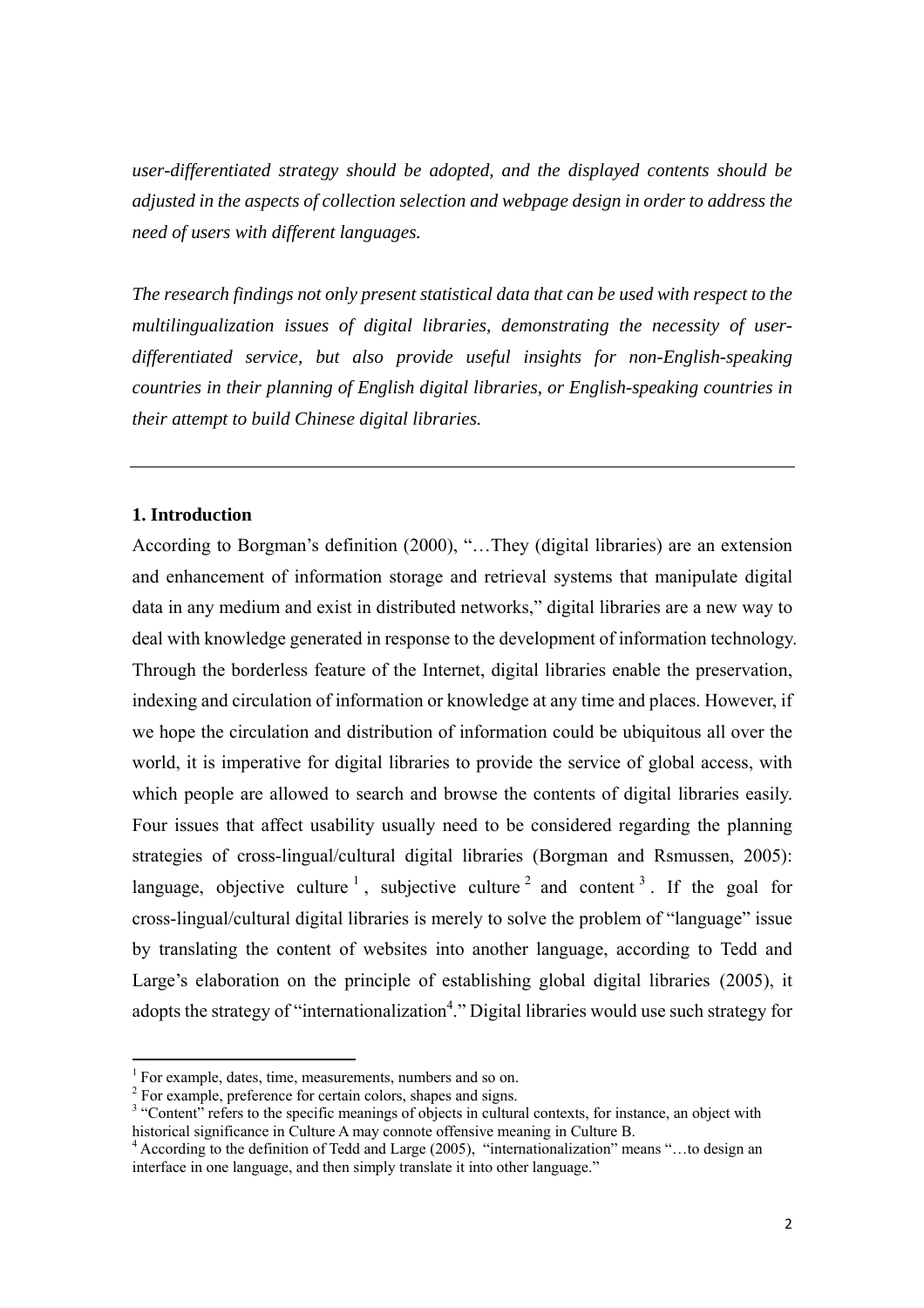*user-differentiated strategy should be adopted, and the displayed contents should be adjusted in the aspects of collection selection and webpage design in order to address the need of users with different languages.*

*The research findings not only present statistical data that can be used with respect to the multilingualization issues of digital libraries, demonstrating the necessity of user-differentiated service, but also provide useful insights for non-English-speaking countries in their planning of English digital libraries, or English-speaking countries in their attempt to build Chinese digital libraries.*

---

## 1. Introduction

According to Borgman's definition (2000), "…They (digital libraries) are an extension and enhancement of information storage and retrieval systems that manipulate digital data in any medium and exist in distributed networks," digital libraries are a new way to deal with knowledge generated in response to the development of information technology. Through the borderless feature of the Internet, digital libraries enable the preservation, indexing and circulation of information or knowledge at any time and places. However, if we hope the circulation and distribution of information could be ubiquitous all over the world, it is imperative for digital libraries to provide the service of global access, with which people are allowed to search and browse the contents of digital libraries easily. Four issues that affect usability usually need to be considered regarding the planning strategies of cross-lingual/cultural digital libraries (Borgman and Rsmussen, 2005): language, objective culture [1], subjective culture [2] and content [3]. If the goal for cross-lingual/cultural digital libraries is merely to solve the problem of "language" issue by translating the content of websites into another language, according to Tedd and Large's elaboration on the principle of establishing global digital libraries (2005), it adopts the strategy of "internationalization[4]." Digital libraries would use such strategy for

---

[1] For example, dates, time, measurements, numbers and so on.

[2] For example, preference for certain colors, shapes and signs.

[3] "Content" refers to the specific meanings of objects in cultural contexts, for instance, an object with historical significance in Culture A may connote offensive meaning in Culture B.

[4] According to the definition of Tedd and Large (2005), "internationalization" means "…to design an interface in one language, and then simply translate it into other language."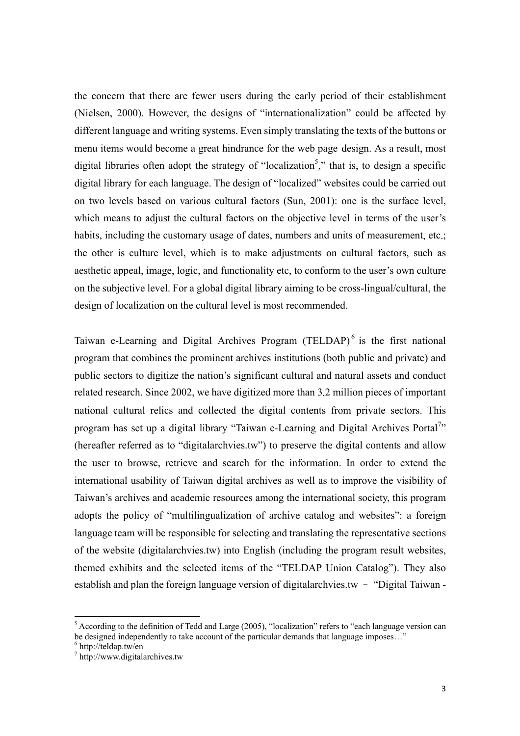the concern that there are fewer users during the early period of their establishment (Nielsen, 2000). However, the designs of "internationalization" could be affected by different language and writing systems. Even simply translating the texts of the buttons or menu items would become a great hindrance for the web page design. As a result, most digital libraries often adopt the strategy of "localization[5]," that is, to design a specific digital library for each language. The design of "localized" websites could be carried out on two levels based on various cultural factors (Sun, 2001): one is the surface level, which means to adjust the cultural factors on the objective level in terms of the user's habits, including the customary usage of dates, numbers and units of measurement, etc.; the other is culture level, which is to make adjustments on cultural factors, such as aesthetic appeal, image, logic, and functionality etc, to conform to the user's own culture on the subjective level. For a global digital library aiming to be cross-lingual/cultural, the design of localization on the cultural level is most recommended.

Taiwan e-Learning and Digital Archives Program (TELDAP)[6] is the first national program that combines the prominent archives institutions (both public and private) and public sectors to digitize the nation's significant cultural and natural assets and conduct related research. Since 2002, we have digitized more than 3.2 million pieces of important national cultural relics and collected the digital contents from private sectors. This program has set up a digital library "Taiwan e-Learning and Digital Archives Portal[7]" (hereafter referred as to "digitalarchvies.tw") to preserve the digital contents and allow the user to browse, retrieve and search for the information. In order to extend the international usability of Taiwan digital archives as well as to improve the visibility of Taiwan's archives and academic resources among the international society, this program adopts the policy of "multilingualization of archive catalog and websites": a foreign language team will be responsible for selecting and translating the representative sections of the website (digitalarchvies.tw) into English (including the program result websites, themed exhibits and the selected items of the "TELDAP Union Catalog"). They also establish and plan the foreign language version of digitalarchvies.tw – "Digital Taiwan -

[5] According to the definition of Tedd and Large (2005), "localization" refers to "each language version can be designed independently to take account of the particular demands that language imposes…"

[6] http://teldap.tw/en

[7] http://www.digitalarchives.tw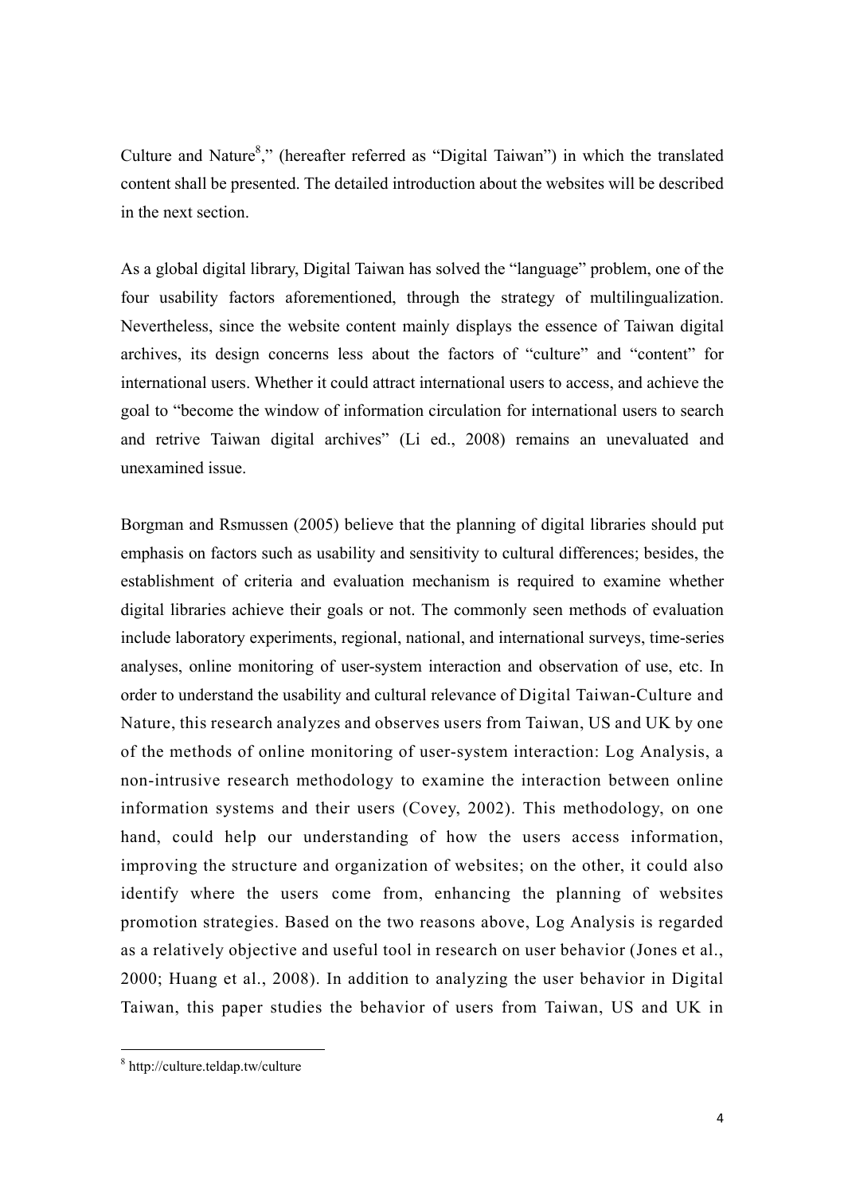Culture and Nature[8]," (hereafter referred as "Digital Taiwan") in which the translated content shall be presented. The detailed introduction about the websites will be described in the next section.

As a global digital library, Digital Taiwan has solved the "language" problem, one of the four usability factors aforementioned, through the strategy of multilingualization. Nevertheless, since the website content mainly displays the essence of Taiwan digital archives, its design concerns less about the factors of "culture" and "content" for international users. Whether it could attract international users to access, and achieve the goal to "become the window of information circulation for international users to search and retrive Taiwan digital archives" (Li ed., 2008) remains an unevaluated and unexamined issue.

Borgman and Rsmussen (2005) believe that the planning of digital libraries should put emphasis on factors such as usability and sensitivity to cultural differences; besides, the establishment of criteria and evaluation mechanism is required to examine whether digital libraries achieve their goals or not. The commonly seen methods of evaluation include laboratory experiments, regional, national, and international surveys, time-series analyses, online monitoring of user-system interaction and observation of use, etc. In order to understand the usability and cultural relevance of Digital Taiwan-Culture and Nature, this research analyzes and observes users from Taiwan, US and UK by one of the methods of online monitoring of user-system interaction: Log Analysis, a non-intrusive research methodology to examine the interaction between online information systems and their users (Covey, 2002). This methodology, on one hand, could help our understanding of how the users access information, improving the structure and organization of websites; on the other, it could also identify where the users come from, enhancing the planning of websites promotion strategies. Based on the two reasons above, Log Analysis is regarded as a relatively objective and useful tool in research on user behavior (Jones et al., 2000; Huang et al., 2008). In addition to analyzing the user behavior in Digital Taiwan, this paper studies the behavior of users from Taiwan, US and UK in

---

[8] http://culture.teldap.tw/culture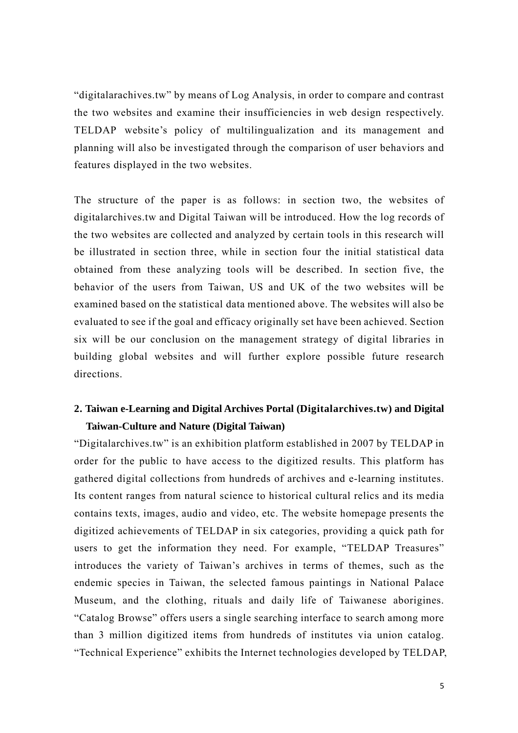"digitalarachives.tw" by means of Log Analysis, in order to compare and contrast the two websites and examine their insufficiencies in web design respectively. TELDAP website's policy of multilingualization and its management and planning will also be investigated through the comparison of user behaviors and features displayed in the two websites.

The structure of the paper is as follows: in section two, the websites of digitalarchives.tw and Digital Taiwan will be introduced. How the log records of the two websites are collected and analyzed by certain tools in this research will be illustrated in section three, while in section four the initial statistical data obtained from these analyzing tools will be described. In section five, the behavior of the users from Taiwan, US and UK of the two websites will be examined based on the statistical data mentioned above. The websites will also be evaluated to see if the goal and efficacy originally set have been achieved. Section six will be our conclusion on the management strategy of digital libraries in building global websites and will further explore possible future research directions.

## 2. Taiwan e-Learning and Digital Archives Portal (Digitalarchives.tw) and Digital Taiwan-Culture and Nature (Digital Taiwan)

"Digitalarchives.tw" is an exhibition platform established in 2007 by TELDAP in order for the public to have access to the digitized results. This platform has gathered digital collections from hundreds of archives and e-learning institutes. Its content ranges from natural science to historical cultural relics and its media contains texts, images, audio and video, etc. The website homepage presents the digitized achievements of TELDAP in six categories, providing a quick path for users to get the information they need. For example, "TELDAP Treasures" introduces the variety of Taiwan's archives in terms of themes, such as the endemic species in Taiwan, the selected famous paintings in National Palace Museum, and the clothing, rituals and daily life of Taiwanese aborigines. "Catalog Browse" offers users a single searching interface to search among more than 3 million digitized items from hundreds of institutes via union catalog. "Technical Experience" exhibits the Internet technologies developed by TELDAP,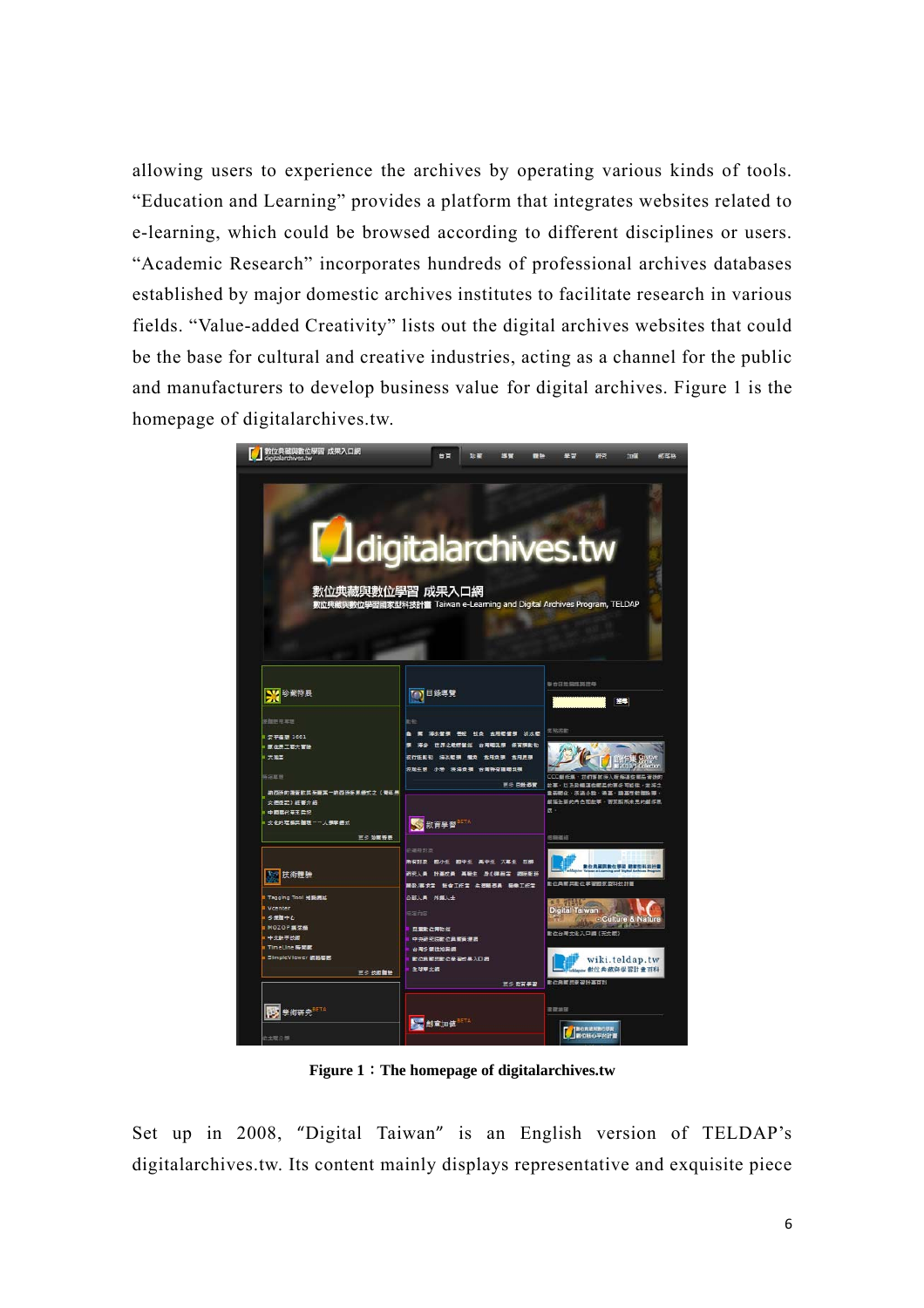allowing users to experience the archives by operating various kinds of tools. "Education and Learning" provides a platform that integrates websites related to e-learning, which could be browsed according to different disciplines or users. "Academic Research" incorporates hundreds of professional archives databases established by major domestic archives institutes to facilitate research in various fields. "Value-added Creativity" lists out the digital archives websites that could be the base for cultural and creative industries, acting as a channel for the public and manufacturers to develop business value for digital archives. Figure 1 is the homepage of digitalarchives.tw.

**Figure 1：The homepage of digitalarchives.tw**

Set up in 2008, "Digital Taiwan" is an English version of TELDAP's digitalarchives.tw. Its content mainly displays representative and exquisite piece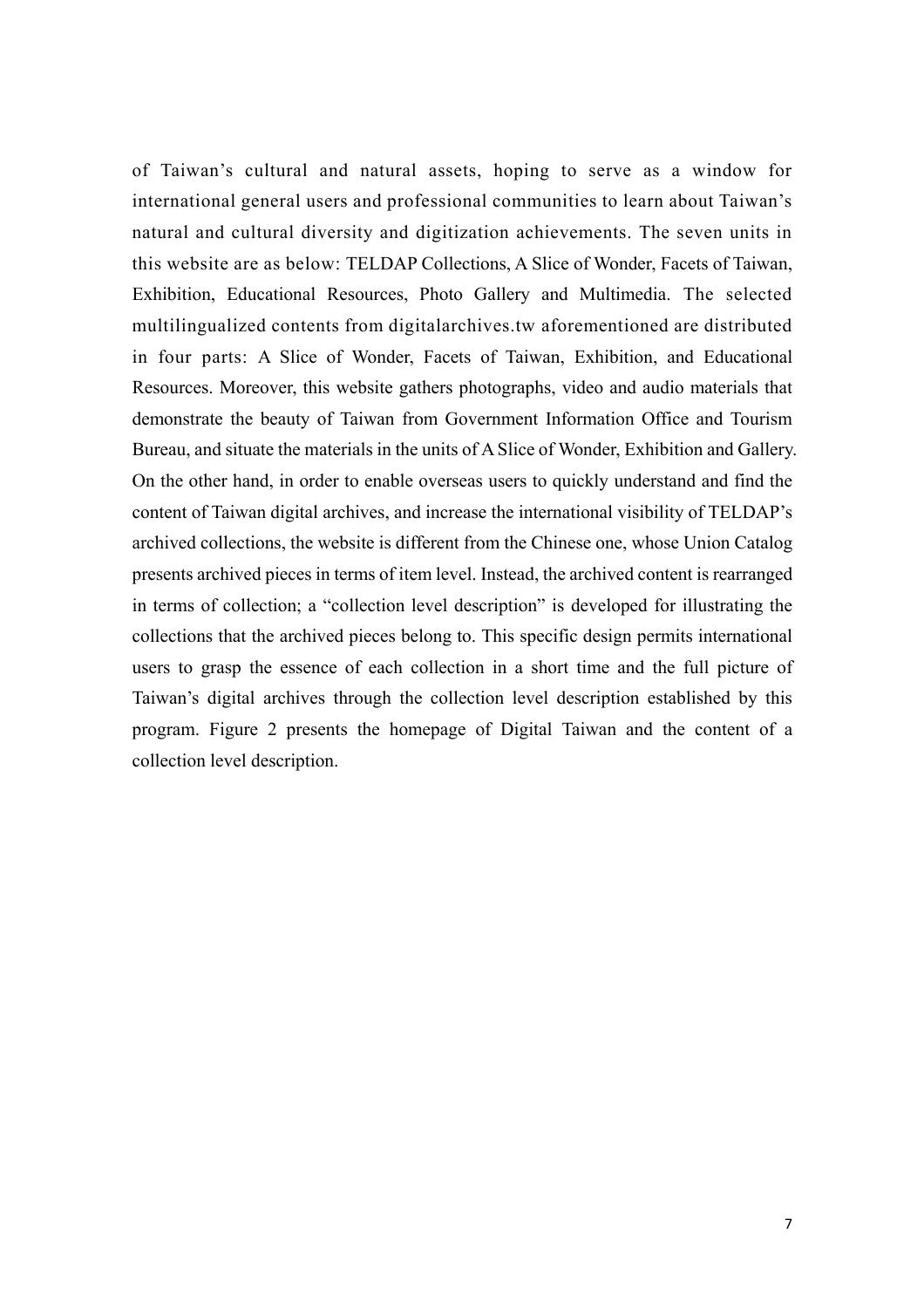of Taiwan’s cultural and natural assets, hoping to serve as a window for international general users and professional communities to learn about Taiwan’s natural and cultural diversity and digitization achievements. The seven units in this website are as below: TELDAP Collections, A Slice of Wonder, Facets of Taiwan, Exhibition, Educational Resources, Photo Gallery and Multimedia. The selected multilingualized contents from digitalarchives.tw aforementioned are distributed in four parts: A Slice of Wonder, Facets of Taiwan, Exhibition, and Educational Resources. Moreover, this website gathers photographs, video and audio materials that demonstrate the beauty of Taiwan from Government Information Office and Tourism Bureau, and situate the materials in the units of A Slice of Wonder, Exhibition and Gallery. On the other hand, in order to enable overseas users to quickly understand and find the content of Taiwan digital archives, and increase the international visibility of TELDAP’s archived collections, the website is different from the Chinese one, whose Union Catalog presents archived pieces in terms of item level. Instead, the archived content is rearranged in terms of collection; a “collection level description” is developed for illustrating the collections that the archived pieces belong to. This specific design permits international users to grasp the essence of each collection in a short time and the full picture of Taiwan’s digital archives through the collection level description established by this program. Figure 2 presents the homepage of Digital Taiwan and the content of a collection level description.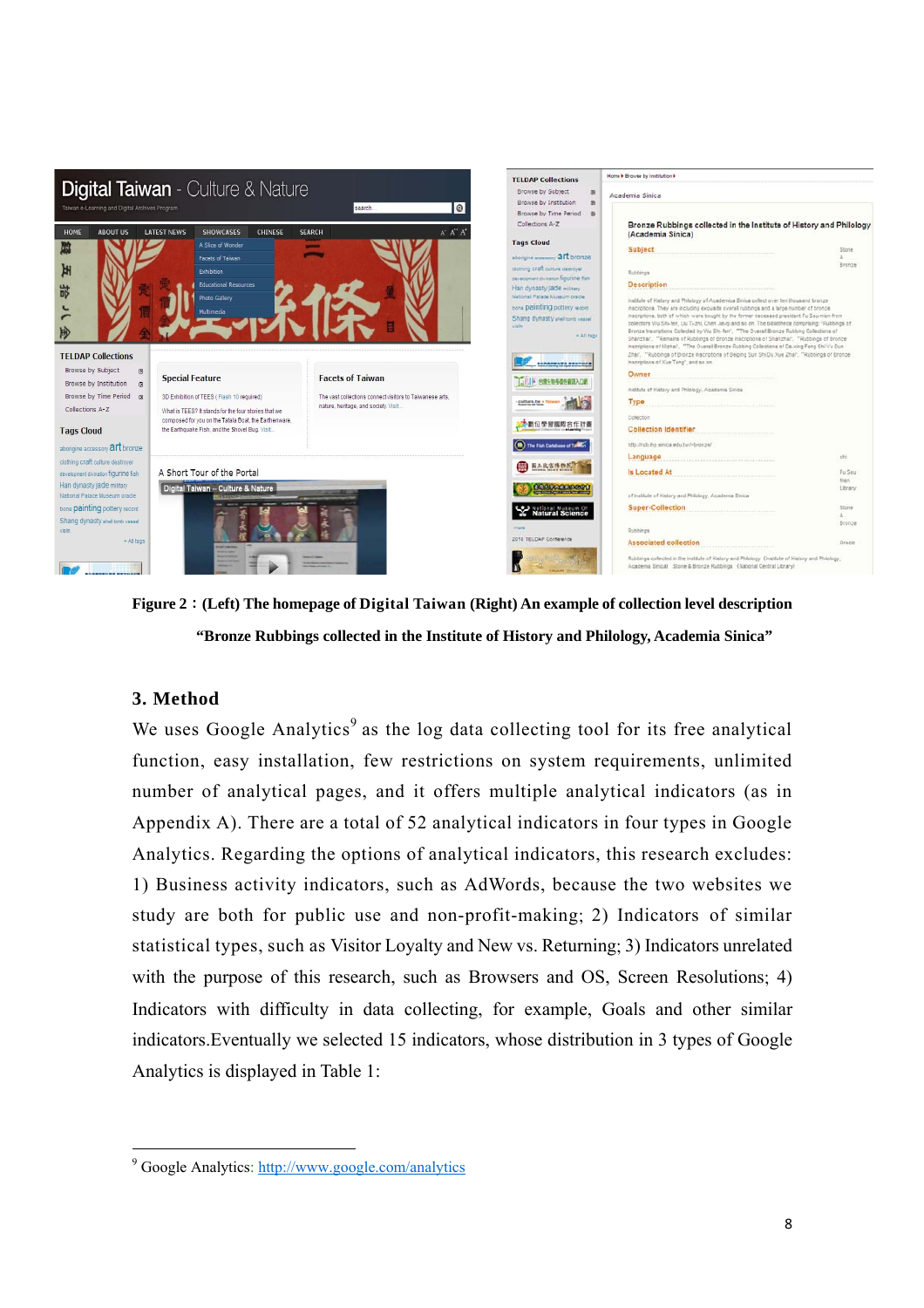**Figure 2：(Left) The homepage of Digital Taiwan (Right) An example of collection level description "Bronze Rubbings collected in the Institute of History and Philology, Academia Sinica"**

## 3. Method

We uses Google Analytics[9] as the log data collecting tool for its free analytical function, easy installation, few restrictions on system requirements, unlimited number of analytical pages, and it offers multiple analytical indicators (as in Appendix A). There are a total of 52 analytical indicators in four types in Google Analytics. Regarding the options of analytical indicators, this research excludes: 1) Business activity indicators, such as AdWords, because the two websites we study are both for public use and non-profit-making; 2) Indicators of similar statistical types, such as Visitor Loyalty and New vs. Returning; 3) Indicators unrelated with the purpose of this research, such as Browsers and OS, Screen Resolutions; 4) Indicators with difficulty in data collecting, for example, Goals and other similar indicators.Eventually we selected 15 indicators, whose distribution in 3 types of Google Analytics is displayed in Table 1:

---

[9] Google Analytics: http://www.google.com/analytics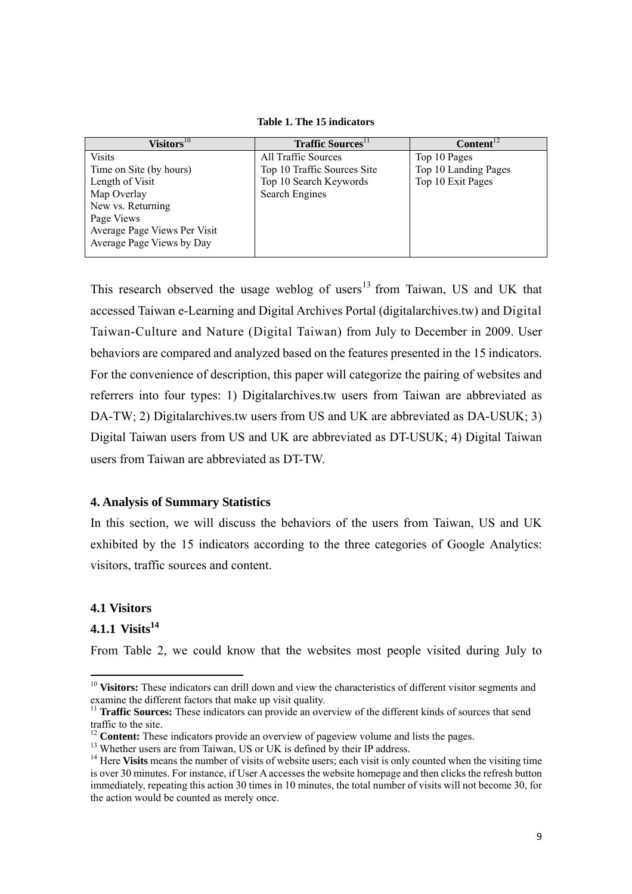**Table 1. The 15 indicators**

| Visitors[10] | Traffic Sources[11] | Content[12] |
|---|---|---|
| Visits | All Traffic Sources | Top 10 Pages |
| Time on Site (by hours) | Top 10 Traffic Sources Site | Top 10 Landing Pages |
| Length of Visit | Top 10 Search Keywords | Top 10 Exit Pages |
| Map Overlay | Search Engines | |
| New vs. Returning | | |
| Page Views | | |
| Average Page Views Per Visit | | |
| Average Page Views by Day | | |

This research observed the usage weblog of users[13] from Taiwan, US and UK that accessed Taiwan e-Learning and Digital Archives Portal (digitalarchives.tw) and Digital Taiwan-Culture and Nature (Digital Taiwan) from July to December in 2009. User behaviors are compared and analyzed based on the features presented in the 15 indicators. For the convenience of description, this paper will categorize the pairing of websites and referrers into four types: 1) Digitalarchives.tw users from Taiwan are abbreviated as DA-TW; 2) Digitalarchives.tw users from US and UK are abbreviated as DA-USUK; 3) Digital Taiwan users from US and UK are abbreviated as DT-USUK; 4) Digital Taiwan users from Taiwan are abbreviated as DT-TW.

## 4. Analysis of Summary Statistics

In this section, we will discuss the behaviors of the users from Taiwan, US and UK exhibited by the 15 indicators according to the three categories of Google Analytics: visitors, traffic sources and content.

### 4.1 Visitors

#### 4.1.1 Visits[14]

From Table 2, we could know that the websites most people visited during July to

---

[10] **Visitors:** These indicators can drill down and view the characteristics of different visitor segments and examine the different factors that make up visit quality.

[11] **Traffic Sources:** These indicators can provide an overview of the different kinds of sources that send traffic to the site.

[12] **Content:** These indicators provide an overview of pageview volume and lists the pages.

[13] Whether users are from Taiwan, US or UK is defined by their IP address.

[14] Here **Visits** means the number of visits of website users; each visit is only counted when the visiting time is over 30 minutes. For instance, if User A accesses the website homepage and then clicks the refresh button immediately, repeating this action 30 times in 10 minutes, the total number of visits will not become 30, for the action would be counted as merely once.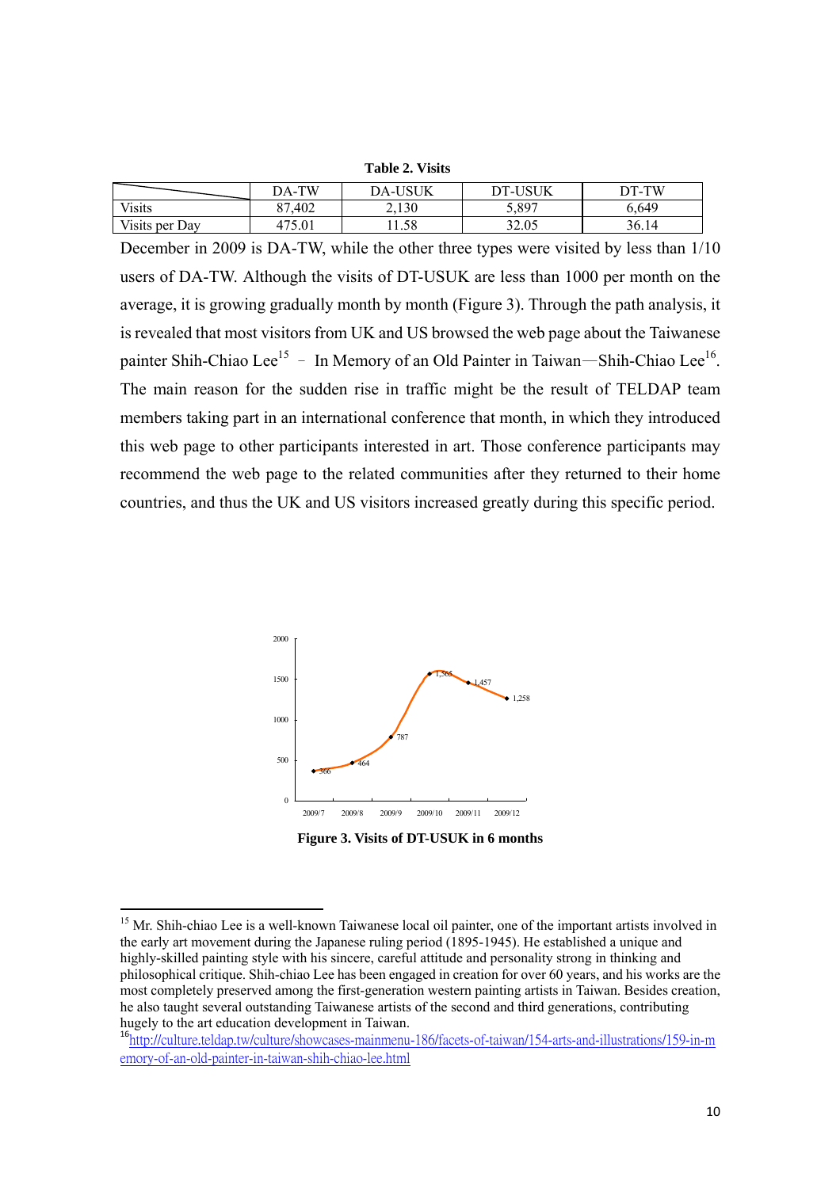**Table 2. Visits**

| | DA-TW | DA-USUK | DT-USUK | DT-TW |
|---|---|---|---|---|
| Visits | 87,402 | 2,130 | 5,897 | 6,649 |
| Visits per Day | 475.01 | 11.58 | 32.05 | 36.14 |

December in 2009 is DA-TW, while the other three types were visited by less than 1/10 users of DA-TW. Although the visits of DT-USUK are less than 1000 per month on the average, it is growing gradually month by month (Figure 3). Through the path analysis, it is revealed that most visitors from UK and US browsed the web page about the Taiwanese painter Shih-Chiao Lee[15] – In Memory of an Old Painter in Taiwan—Shih-Chiao Lee[16]. The main reason for the sudden rise in traffic might be the result of TELDAP team members taking part in an international conference that month, in which they introduced this web page to other participants interested in art. Those conference participants may recommend the web page to the related communities after they returned to their home countries, and thus the UK and US visitors increased greatly during this specific period.

**Figure 3. Visits of DT-USUK in 6 months**

[15] Mr. Shih-chiao Lee is a well-known Taiwanese local oil painter, one of the important artists involved in the early art movement during the Japanese ruling period (1895-1945). He established a unique and highly-skilled painting style with his sincere, careful attitude and personality strong in thinking and philosophical critique. Shih-chiao Lee has been engaged in creation for over 60 years, and his works are the most completely preserved among the first-generation western painting artists in Taiwan. Besides creation, he also taught several outstanding Taiwanese artists of the second and third generations, contributing hugely to the art education development in Taiwan.

[16] http://culture.teldap.tw/culture/showcases-mainmenu-186/facets-of-taiwan/154-arts-and-illustrations/159-in-memory-of-an-old-painter-in-taiwan-shih-chiao-lee.html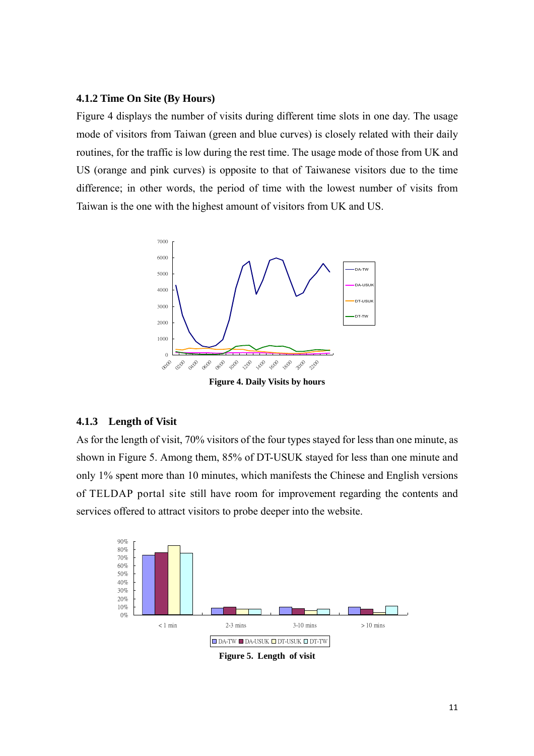### 4.1.2 Time On Site (By Hours)

Figure 4 displays the number of visits during different time slots in one day. The usage mode of visitors from Taiwan (green and blue curves) is closely related with their daily routines, for the traffic is low during the rest time. The usage mode of those from UK and US (orange and pink curves) is opposite to that of Taiwanese visitors due to the time difference; in other words, the period of time with the lowest number of visits from Taiwan is the one with the highest amount of visitors from UK and US.

**Figure 4. Daily Visits by hours**

### 4.1.3 Length of Visit

As for the length of visit, 70% visitors of the four types stayed for less than one minute, as shown in Figure 5. Among them, 85% of DT-USUK stayed for less than one minute and only 1% spent more than 10 minutes, which manifests the Chinese and English versions of TELDAP portal site still have room for improvement regarding the contents and services offered to attract visitors to probe deeper into the website.

**Figure 5. Length of visit**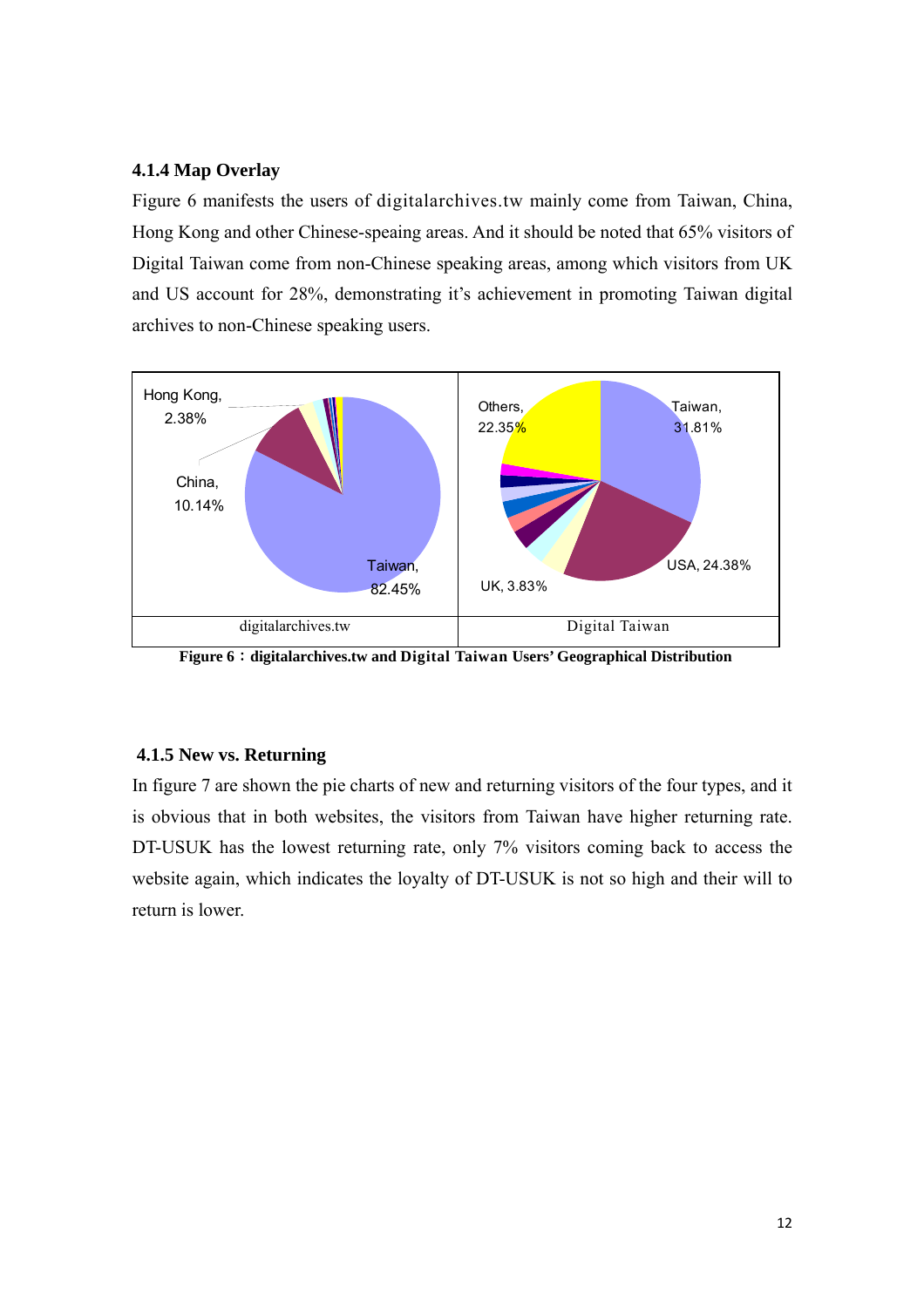### 4.1.4 Map Overlay

Figure 6 manifests the users of digitalarchives.tw mainly come from Taiwan, China, Hong Kong and other Chinese-speaing areas. And it should be noted that 65% visitors of Digital Taiwan come from non-Chinese speaking areas, among which visitors from UK and US account for 28%, demonstrating it's achievement in promoting Taiwan digital archives to non-Chinese speaking users.

| Hong Kong, 2.38%<br>China, 10.14%<br>Taiwan, 82.45% | Others, 22.35%<br>Taiwan, 31.81%<br>USA, 24.38%<br>UK, 3.83% |
|---|---|
| digitalarchives.tw | Digital Taiwan |

**Figure 6：digitalarchives.tw and Digital Taiwan Users' Geographical Distribution**

### 4.1.5 New vs. Returning

In figure 7 are shown the pie charts of new and returning visitors of the four types, and it is obvious that in both websites, the visitors from Taiwan have higher returning rate. DT-USUK has the lowest returning rate, only 7% visitors coming back to access the website again, which indicates the loyalty of DT-USUK is not so high and their will to return is lower.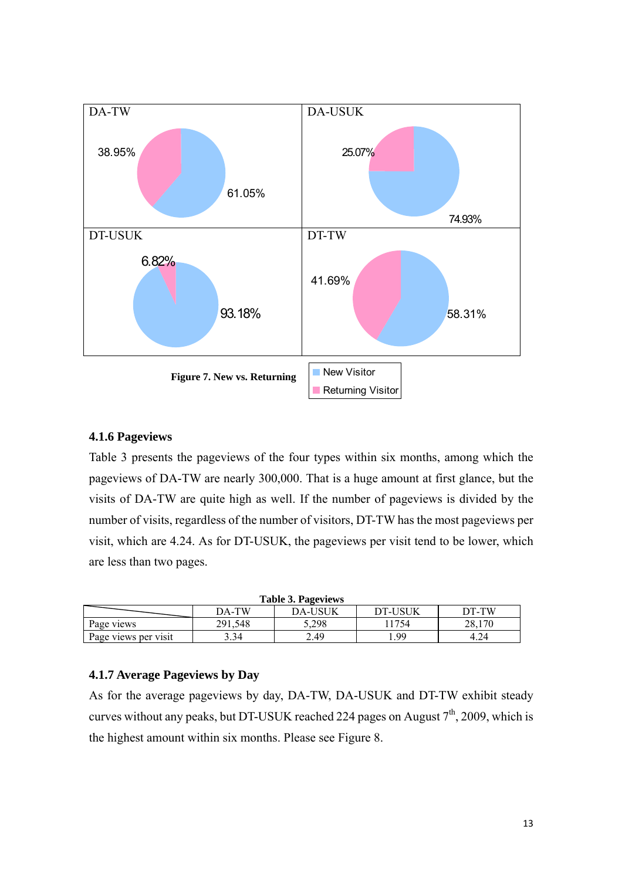DA-TW: 38.95% / 61.05%
DA-USUK: 25.07% / 74.93%
DT-USUK: 6.82% / 93.18%
DT-TW: 41.69% / 58.31%

New Visitor
Returning Visitor

**Figure 7. New vs. Returning**

### 4.1.6 Pageviews

Table 3 presents the pageviews of the four types within six months, among which the pageviews of DA-TW are nearly 300,000. That is a huge amount at first glance, but the visits of DA-TW are quite high as well. If the number of pageviews is divided by the number of visits, regardless of the number of visitors, DT-TW has the most pageviews per visit, which are 4.24. As for DT-USUK, the pageviews per visit tend to be lower, which are less than two pages.

**Table 3. Pageviews**

| | DA-TW | DA-USUK | DT-USUK | DT-TW |
|---|---|---|---|---|
| Page views | 291,548 | 5,298 | 11754 | 28,170 |
| Page views per visit | 3.34 | 2.49 | 1.99 | 4.24 |

### 4.1.7 Average Pageviews by Day

As for the average pageviews by day, DA-TW, DA-USUK and DT-TW exhibit steady curves without any peaks, but DT-USUK reached 224 pages on August 7th, 2009, which is the highest amount within six months. Please see Figure 8.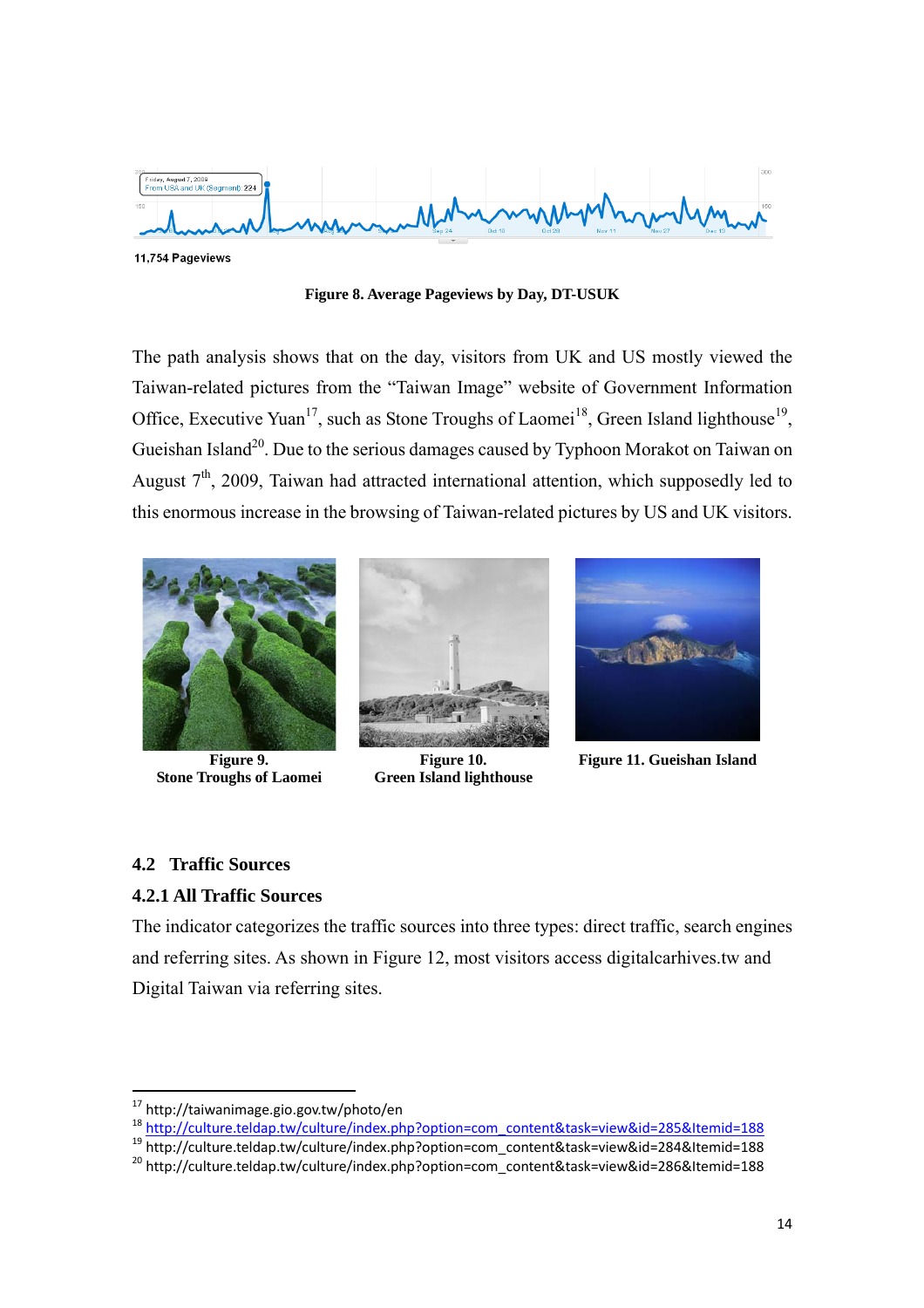11,754 Pageviews

**Figure 8. Average Pageviews by Day, DT-USUK**

The path analysis shows that on the day, visitors from UK and US mostly viewed the Taiwan-related pictures from the "Taiwan Image" website of Government Information Office, Executive Yuan[17], such as Stone Troughs of Laomei[18], Green Island lighthouse[19], Gueishan Island[20]. Due to the serious damages caused by Typhoon Morakot on Taiwan on August 7th, 2009, Taiwan had attracted international attention, which supposedly led to this enormous increase in the browsing of Taiwan-related pictures by US and UK visitors.

**Figure 9. Stone Troughs of Laomei**

**Figure 10. Green Island lighthouse**

**Figure 11. Gueishan Island**

## 4.2 Traffic Sources

### 4.2.1 All Traffic Sources

The indicator categorizes the traffic sources into three types: direct traffic, search engines and referring sites. As shown in Figure 12, most visitors access digitalcarhives.tw and Digital Taiwan via referring sites.

---

[17] http://taiwanimage.gio.gov.tw/photo/en
[18] http://culture.teldap.tw/culture/index.php?option=com_content&task=view&id=285&Itemid=188
[19] http://culture.teldap.tw/culture/index.php?option=com_content&task=view&id=284&Itemid=188
[20] http://culture.teldap.tw/culture/index.php?option=com_content&task=view&id=286&Itemid=188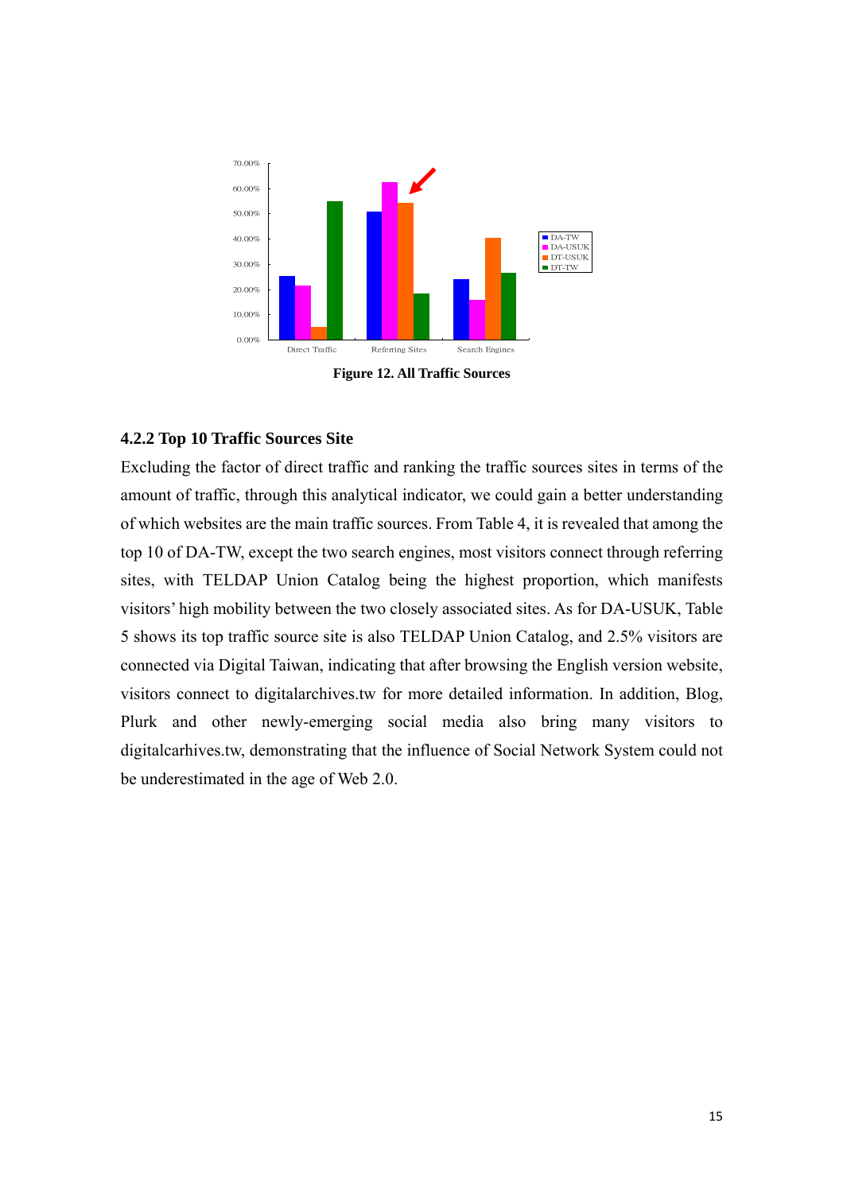Figure 12. All Traffic Sources

### 4.2.2 Top 10 Traffic Sources Site

Excluding the factor of direct traffic and ranking the traffic sources sites in terms of the amount of traffic, through this analytical indicator, we could gain a better understanding of which websites are the main traffic sources. From Table 4, it is revealed that among the top 10 of DA-TW, except the two search engines, most visitors connect through referring sites, with TELDAP Union Catalog being the highest proportion, which manifests visitors' high mobility between the two closely associated sites. As for DA-USUK, Table 5 shows its top traffic source site is also TELDAP Union Catalog, and 2.5% visitors are connected via Digital Taiwan, indicating that after browsing the English version website, visitors connect to digitalarchives.tw for more detailed information. In addition, Blog, Plurk and other newly-emerging social media also bring many visitors to digitalcarhives.tw, demonstrating that the influence of Social Network System could not be underestimated in the age of Web 2.0.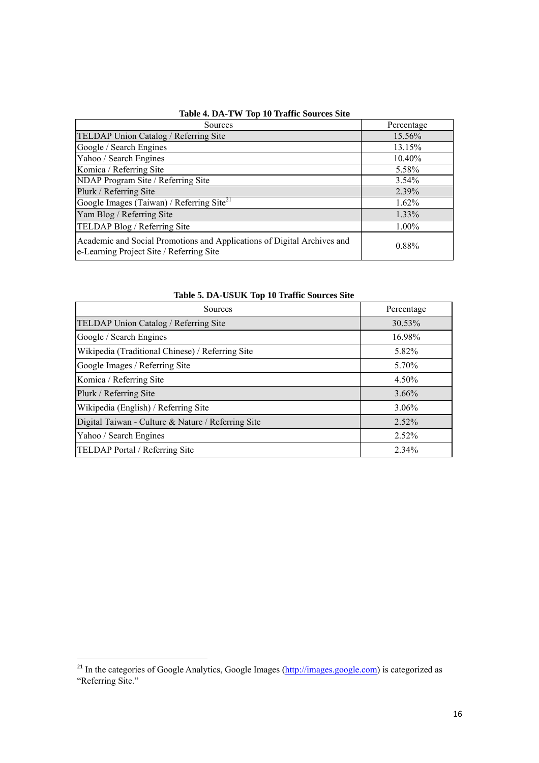**Table 4. DA-TW Top 10 Traffic Sources Site**

| Sources | Percentage |
|---|---|
| TELDAP Union Catalog / Referring Site | 15.56% |
| Google / Search Engines | 13.15% |
| Yahoo / Search Engines | 10.40% |
| Komica / Referring Site | 5.58% |
| NDAP Program Site / Referring Site | 3.54% |
| Plurk / Referring Site | 2.39% |
| Google Images (Taiwan) / Referring Site[21] | 1.62% |
| Yam Blog / Referring Site | 1.33% |
| TELDAP Blog / Referring Site | 1.00% |
| Academic and Social Promotions and Applications of Digital Archives and e-Learning Project Site / Referring Site | 0.88% |

**Table 5. DA-USUK Top 10 Traffic Sources Site**

| Sources | Percentage |
|---|---|
| TELDAP Union Catalog / Referring Site | 30.53% |
| Google / Search Engines | 16.98% |
| Wikipedia (Traditional Chinese) / Referring Site | 5.82% |
| Google Images / Referring Site | 5.70% |
| Komica / Referring Site | 4.50% |
| Plurk / Referring Site | 3.66% |
| Wikipedia (English) / Referring Site | 3.06% |
| Digital Taiwan - Culture & Nature / Referring Site | 2.52% |
| Yahoo / Search Engines | 2.52% |
| TELDAP Portal / Referring Site | 2.34% |

[21] In the categories of Google Analytics, Google Images (http://images.google.com) is categorized as "Referring Site."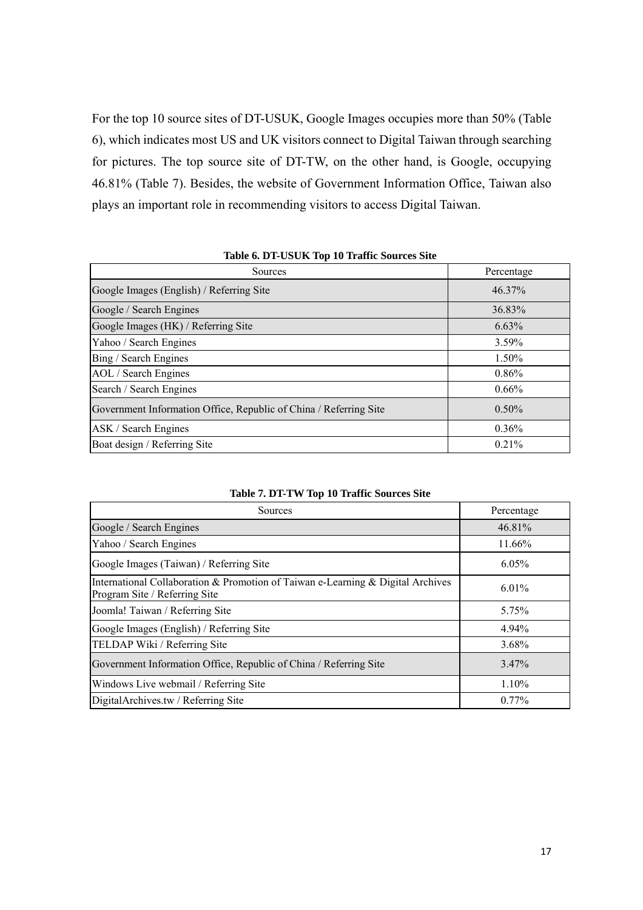For the top 10 source sites of DT-USUK, Google Images occupies more than 50% (Table 6), which indicates most US and UK visitors connect to Digital Taiwan through searching for pictures. The top source site of DT-TW, on the other hand, is Google, occupying 46.81% (Table 7). Besides, the website of Government Information Office, Taiwan also plays an important role in recommending visitors to access Digital Taiwan.

**Table 6. DT-USUK Top 10 Traffic Sources Site**

| Sources | Percentage |
|---|---|
| Google Images (English) / Referring Site | 46.37% |
| Google / Search Engines | 36.83% |
| Google Images (HK) / Referring Site | 6.63% |
| Yahoo / Search Engines | 3.59% |
| Bing / Search Engines | 1.50% |
| AOL / Search Engines | 0.86% |
| Search / Search Engines | 0.66% |
| Government Information Office, Republic of China / Referring Site | 0.50% |
| ASK / Search Engines | 0.36% |
| Boat design / Referring Site | 0.21% |

**Table 7. DT-TW Top 10 Traffic Sources Site**

| Sources | Percentage |
|---|---|
| Google / Search Engines | 46.81% |
| Yahoo / Search Engines | 11.66% |
| Google Images (Taiwan) / Referring Site | 6.05% |
| International Collaboration & Promotion of Taiwan e-Learning & Digital Archives Program Site / Referring Site | 6.01% |
| Joomla! Taiwan / Referring Site | 5.75% |
| Google Images (English) / Referring Site | 4.94% |
| TELDAP Wiki / Referring Site | 3.68% |
| Government Information Office, Republic of China / Referring Site | 3.47% |
| Windows Live webmail / Referring Site | 1.10% |
| DigitalArchives.tw / Referring Site | 0.77% |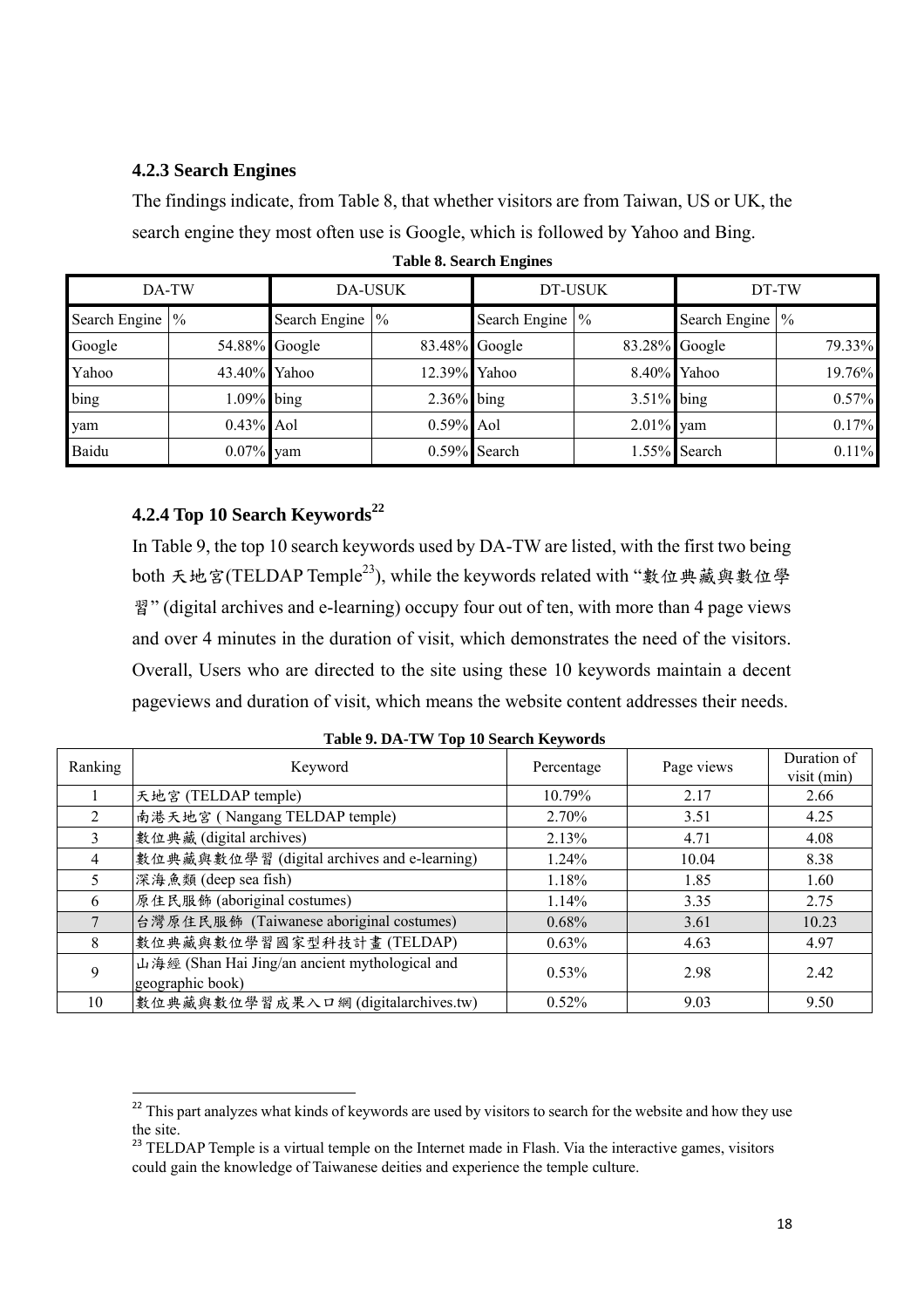### 4.2.3 Search Engines

The findings indicate, from Table 8, that whether visitors are from Taiwan, US or UK, the search engine they most often use is Google, which is followed by Yahoo and Bing.

**Table 8. Search Engines**

| DA-TW | | DA-USUK | | DT-USUK | | DT-TW | |
|---|---|---|---|---|---|---|---|
| Search Engine | % | Search Engine | % | Search Engine | % | Search Engine | % |
| Google | 54.88% | Google | 83.48% | Google | 83.28% | Google | 79.33% |
| Yahoo | 43.40% | Yahoo | 12.39% | Yahoo | 8.40% | Yahoo | 19.76% |
| bing | 1.09% | bing | 2.36% | bing | 3.51% | bing | 0.57% |
| yam | 0.43% | Aol | 0.59% | Aol | 2.01% | yam | 0.17% |
| Baidu | 0.07% | yam | 0.59% | Search | 1.55% | Search | 0.11% |

### 4.2.4 Top 10 Search Keywords[22]

In Table 9, the top 10 search keywords used by DA-TW are listed, with the first two being both 天地宮(TELDAP Temple[23]), while the keywords related with "數位典藏與數位學習" (digital archives and e-learning) occupy four out of ten, with more than 4 page views and over 4 minutes in the duration of visit, which demonstrates the need of the visitors. Overall, Users who are directed to the site using these 10 keywords maintain a decent pageviews and duration of visit, which means the website content addresses their needs.

**Table 9. DA-TW Top 10 Search Keywords**

| Ranking | Keyword | Percentage | Page views | Duration of visit (min) |
|---|---|---|---|---|
| 1 | 天地宮 (TELDAP temple) | 10.79% | 2.17 | 2.66 |
| 2 | 南港天地宮 ( Nangang TELDAP temple) | 2.70% | 3.51 | 4.25 |
| 3 | 數位典藏 (digital archives) | 2.13% | 4.71 | 4.08 |
| 4 | 數位典藏與數位學習 (digital archives and e-learning) | 1.24% | 10.04 | 8.38 |
| 5 | 深海魚類 (deep sea fish) | 1.18% | 1.85 | 1.60 |
| 6 | 原住民服飾 (aboriginal costumes) | 1.14% | 3.35 | 2.75 |
| 7 | 台灣原住民服飾 (Taiwanese aboriginal costumes) | 0.68% | 3.61 | 10.23 |
| 8 | 數位典藏與數位學習國家型科技計畫 (TELDAP) | 0.63% | 4.63 | 4.97 |
| 9 | 山海經 (Shan Hai Jing/an ancient mythological and geographic book) | 0.53% | 2.98 | 2.42 |
| 10 | 數位典藏與數位學習成果入口網 (digitalarchives.tw) | 0.52% | 9.03 | 9.50 |

[22] This part analyzes what kinds of keywords are used by visitors to search for the website and how they use the site.

[23] TELDAP Temple is a virtual temple on the Internet made in Flash. Via the interactive games, visitors could gain the knowledge of Taiwanese deities and experience the temple culture.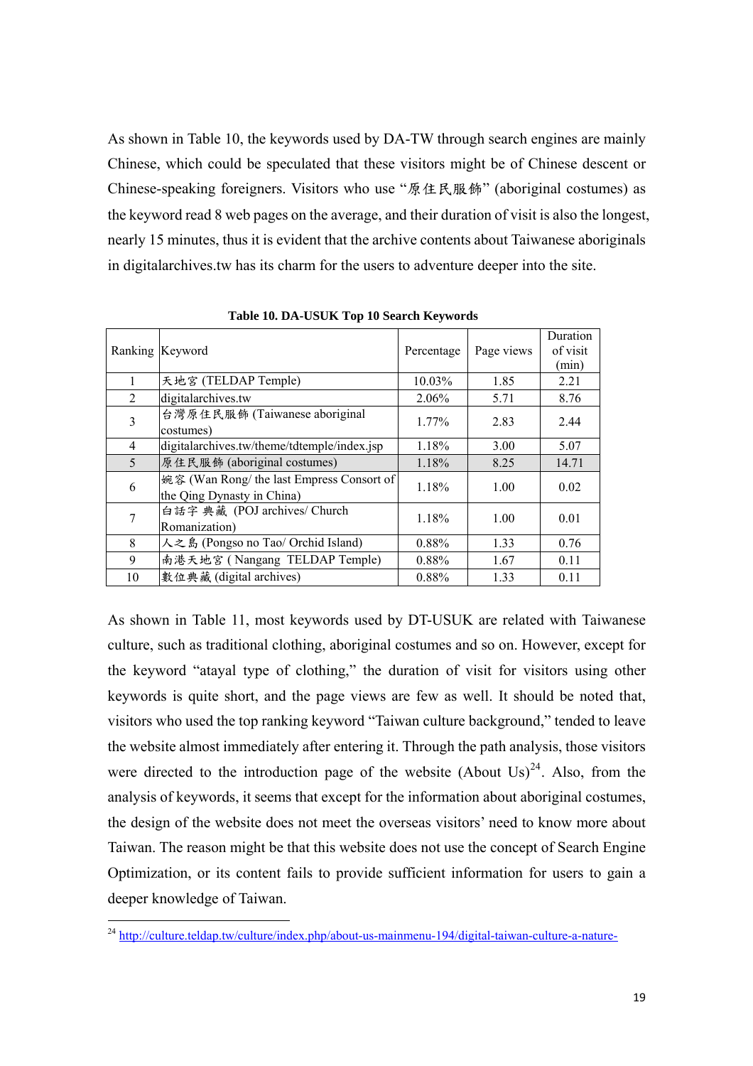As shown in Table 10, the keywords used by DA-TW through search engines are mainly Chinese, which could be speculated that these visitors might be of Chinese descent or Chinese-speaking foreigners. Visitors who use "原住民服飾" (aboriginal costumes) as the keyword read 8 web pages on the average, and their duration of visit is also the longest, nearly 15 minutes, thus it is evident that the archive contents about Taiwanese aboriginals in digitalarchives.tw has its charm for the users to adventure deeper into the site.

**Table 10. DA-USUK Top 10 Search Keywords**

| Ranking | Keyword | Percentage | Page views | Duration of visit (min) |
|---|---|---|---|---|
| 1 | 天地宮 (TELDAP Temple) | 10.03% | 1.85 | 2.21 |
| 2 | digitalarchives.tw | 2.06% | 5.71 | 8.76 |
| 3 | 台灣原住民服飾 (Taiwanese aboriginal costumes) | 1.77% | 2.83 | 2.44 |
| 4 | digitalarchives.tw/theme/tdtemple/index.jsp | 1.18% | 3.00 | 5.07 |
| 5 | 原住民服飾 (aboriginal costumes) | 1.18% | 8.25 | 14.71 |
| 6 | 婉容 (Wan Rong/ the last Empress Consort of the Qing Dynasty in China) | 1.18% | 1.00 | 0.02 |
| 7 | 白話字 典藏 (POJ archives/ Church Romanization) | 1.18% | 1.00 | 0.01 |
| 8 | 人之島 (Pongso no Tao/ Orchid Island) | 0.88% | 1.33 | 0.76 |
| 9 | 南港天地宮 ( Nangang TELDAP Temple) | 0.88% | 1.67 | 0.11 |
| 10 | 數位典藏 (digital archives) | 0.88% | 1.33 | 0.11 |

As shown in Table 11, most keywords used by DT-USUK are related with Taiwanese culture, such as traditional clothing, aboriginal costumes and so on. However, except for the keyword "atayal type of clothing," the duration of visit for visitors using other keywords is quite short, and the page views are few as well. It should be noted that, visitors who used the top ranking keyword "Taiwan culture background," tended to leave the website almost immediately after entering it. Through the path analysis, those visitors were directed to the introduction page of the website (About Us)[24]. Also, from the analysis of keywords, it seems that except for the information about aboriginal costumes, the design of the website does not meet the overseas visitors' need to know more about Taiwan. The reason might be that this website does not use the concept of Search Engine Optimization, or its content fails to provide sufficient information for users to gain a deeper knowledge of Taiwan.

[24] http://culture.teldap.tw/culture/index.php/about-us-mainmenu-194/digital-taiwan-culture-a-nature-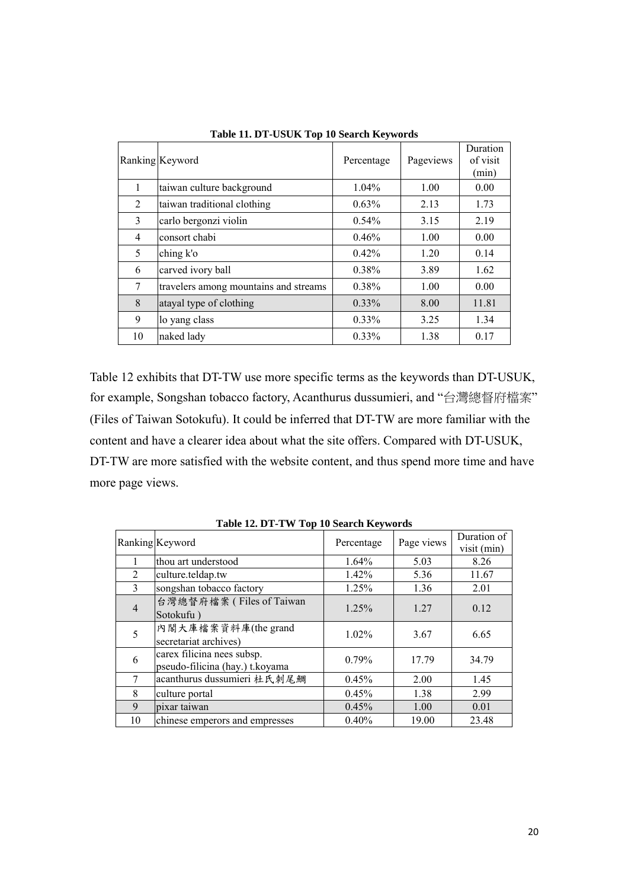**Table 11. DT-USUK Top 10 Search Keywords**

| Ranking | Keyword | Percentage | Pageviews | Duration of visit (min) |
|---|---|---|---|---|
| 1 | taiwan culture background | 1.04% | 1.00 | 0.00 |
| 2 | taiwan traditional clothing | 0.63% | 2.13 | 1.73 |
| 3 | carlo bergonzi violin | 0.54% | 3.15 | 2.19 |
| 4 | consort chabi | 0.46% | 1.00 | 0.00 |
| 5 | ching k'o | 0.42% | 1.20 | 0.14 |
| 6 | carved ivory ball | 0.38% | 3.89 | 1.62 |
| 7 | travelers among mountains and streams | 0.38% | 1.00 | 0.00 |
| 8 | atayal type of clothing | 0.33% | 8.00 | 11.81 |
| 9 | lo yang class | 0.33% | 3.25 | 1.34 |
| 10 | naked lady | 0.33% | 1.38 | 0.17 |

Table 12 exhibits that DT-TW use more specific terms as the keywords than DT-USUK, for example, Songshan tobacco factory, Acanthurus dussumieri, and "台灣總督府檔案" (Files of Taiwan Sotokufu). It could be inferred that DT-TW are more familiar with the content and have a clearer idea about what the site offers. Compared with DT-USUK, DT-TW are more satisfied with the website content, and thus spend more time and have more page views.

**Table 12. DT-TW Top 10 Search Keywords**

| Ranking | Keyword | Percentage | Page views | Duration of visit (min) |
|---|---|---|---|---|
| 1 | thou art understood | 1.64% | 5.03 | 8.26 |
| 2 | culture.teldap.tw | 1.42% | 5.36 | 11.67 |
| 3 | songshan tobacco factory | 1.25% | 1.36 | 2.01 |
| 4 | 台灣總督府檔案 ( Files of Taiwan Sotokufu ) | 1.25% | 1.27 | 0.12 |
| 5 | 內閣大庫檔案資料庫(the grand secretariat archives) | 1.02% | 3.67 | 6.65 |
| 6 | carex filicina nees subsp. pseudo-filicina (hay.) t.koyama | 0.79% | 17.79 | 34.79 |
| 7 | acanthurus dussumieri 杜氏刺尾鯛 | 0.45% | 2.00 | 1.45 |
| 8 | culture portal | 0.45% | 1.38 | 2.99 |
| 9 | pixar taiwan | 0.45% | 1.00 | 0.01 |
| 10 | chinese emperors and empresses | 0.40% | 19.00 | 23.48 |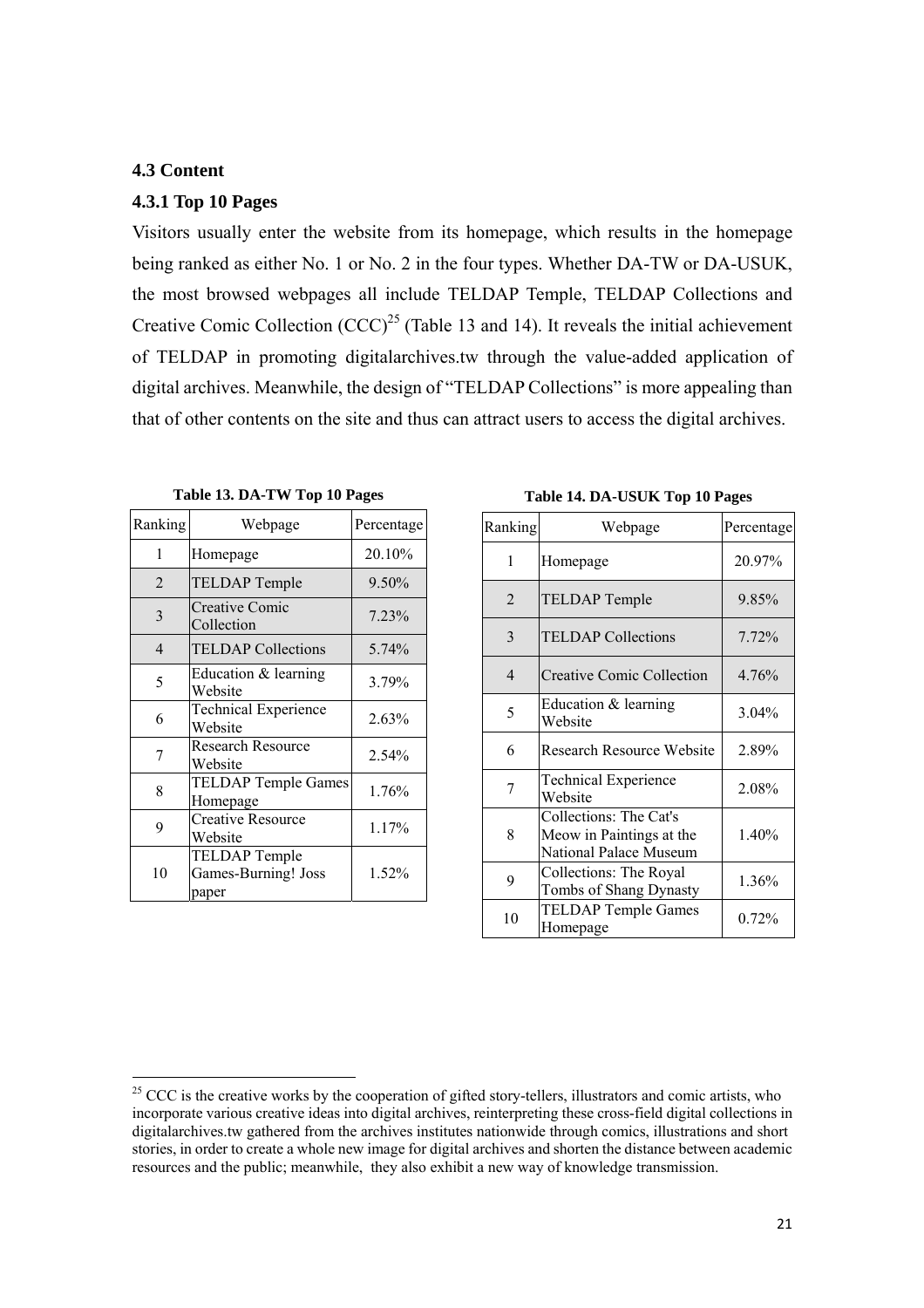### 4.3 Content

#### 4.3.1 Top 10 Pages

Visitors usually enter the website from its homepage, which results in the homepage being ranked as either No. 1 or No. 2 in the four types. Whether DA-TW or DA-USUK, the most browsed webpages all include TELDAP Temple, TELDAP Collections and Creative Comic Collection (CCC)[25] (Table 13 and 14). It reveals the initial achievement of TELDAP in promoting digitalarchives.tw through the value-added application of digital archives. Meanwhile, the design of "TELDAP Collections" is more appealing than that of other contents on the site and thus can attract users to access the digital archives.

**Table 13. DA-TW Top 10 Pages**

| Ranking | Webpage | Percentage |
|---|---|---|
| 1 | Homepage | 20.10% |
| 2 | TELDAP Temple | 9.50% |
| 3 | Creative Comic Collection | 7.23% |
| 4 | TELDAP Collections | 5.74% |
| 5 | Education & learning Website | 3.79% |
| 6 | Technical Experience Website | 2.63% |
| 7 | Research Resource Website | 2.54% |
| 8 | TELDAP Temple Games Homepage | 1.76% |
| 9 | Creative Resource Website | 1.17% |
| 10 | TELDAP Temple Games-Burning! Joss paper | 1.52% |

**Table 14. DA-USUK Top 10 Pages**

| Ranking | Webpage | Percentage |
|---|---|---|
| 1 | Homepage | 20.97% |
| 2 | TELDAP Temple | 9.85% |
| 3 | TELDAP Collections | 7.72% |
| 4 | Creative Comic Collection | 4.76% |
| 5 | Education & learning Website | 3.04% |
| 6 | Research Resource Website | 2.89% |
| 7 | Technical Experience Website | 2.08% |
| 8 | Collections: The Cat's Meow in Paintings at the National Palace Museum | 1.40% |
| 9 | Collections: The Royal Tombs of Shang Dynasty | 1.36% |
| 10 | TELDAP Temple Games Homepage | 0.72% |

[25] CCC is the creative works by the cooperation of gifted story-tellers, illustrators and comic artists, who incorporate various creative ideas into digital archives, reinterpreting these cross-field digital collections in digitalarchives.tw gathered from the archives institutes nationwide through comics, illustrations and short stories, in order to create a whole new image for digital archives and shorten the distance between academic resources and the public; meanwhile, they also exhibit a new way of knowledge transmission.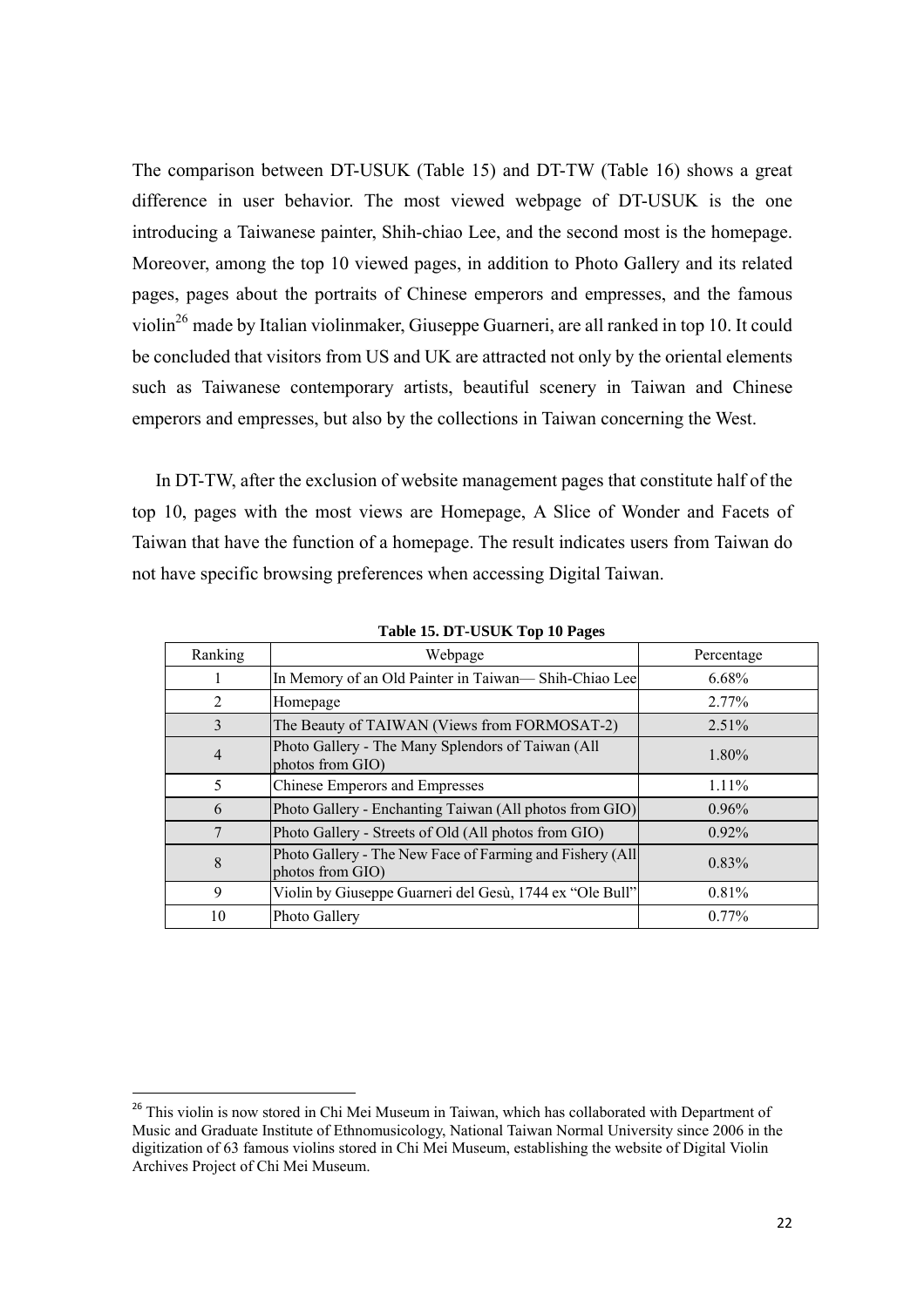The comparison between DT-USUK (Table 15) and DT-TW (Table 16) shows a great difference in user behavior. The most viewed webpage of DT-USUK is the one introducing a Taiwanese painter, Shih-chiao Lee, and the second most is the homepage. Moreover, among the top 10 viewed pages, in addition to Photo Gallery and its related pages, pages about the portraits of Chinese emperors and empresses, and the famous violin[26] made by Italian violinmaker, Giuseppe Guarneri, are all ranked in top 10. It could be concluded that visitors from US and UK are attracted not only by the oriental elements such as Taiwanese contemporary artists, beautiful scenery in Taiwan and Chinese emperors and empresses, but also by the collections in Taiwan concerning the West.

In DT-TW, after the exclusion of website management pages that constitute half of the top 10, pages with the most views are Homepage, A Slice of Wonder and Facets of Taiwan that have the function of a homepage. The result indicates users from Taiwan do not have specific browsing preferences when accessing Digital Taiwan.

**Table 15. DT-USUK Top 10 Pages**

| Ranking | Webpage | Percentage |
|---|---|---|
| 1 | In Memory of an Old Painter in Taiwan— Shih-Chiao Lee | 6.68% |
| 2 | Homepage | 2.77% |
| 3 | The Beauty of TAIWAN (Views from FORMOSAT-2) | 2.51% |
| 4 | Photo Gallery - The Many Splendors of Taiwan (All photos from GIO) | 1.80% |
| 5 | Chinese Emperors and Empresses | 1.11% |
| 6 | Photo Gallery - Enchanting Taiwan (All photos from GIO) | 0.96% |
| 7 | Photo Gallery - Streets of Old (All photos from GIO) | 0.92% |
| 8 | Photo Gallery - The New Face of Farming and Fishery (All photos from GIO) | 0.83% |
| 9 | Violin by Giuseppe Guarneri del Gesù, 1744 ex "Ole Bull" | 0.81% |
| 10 | Photo Gallery | 0.77% |

[26] This violin is now stored in Chi Mei Museum in Taiwan, which has collaborated with Department of Music and Graduate Institute of Ethnomusicology, National Taiwan Normal University since 2006 in the digitization of 63 famous violins stored in Chi Mei Museum, establishing the website of Digital Violin Archives Project of Chi Mei Museum.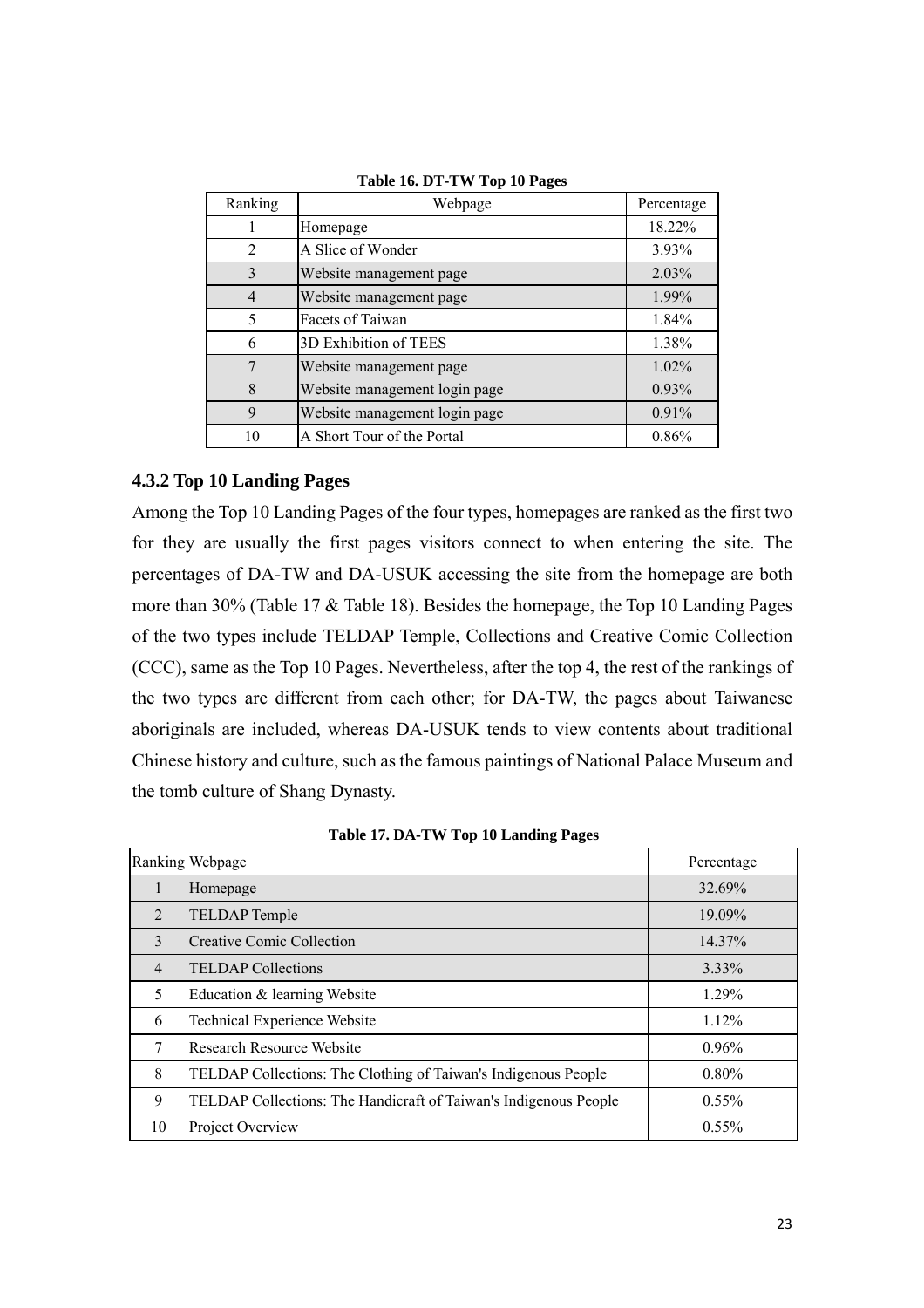**Table 16. DT-TW Top 10 Pages**

| Ranking | Webpage | Percentage |
|---|---|---|
| 1 | Homepage | 18.22% |
| 2 | A Slice of Wonder | 3.93% |
| 3 | Website management page | 2.03% |
| 4 | Website management page | 1.99% |
| 5 | Facets of Taiwan | 1.84% |
| 6 | 3D Exhibition of TEES | 1.38% |
| 7 | Website management page | 1.02% |
| 8 | Website management login page | 0.93% |
| 9 | Website management login page | 0.91% |
| 10 | A Short Tour of the Portal | 0.86% |

### 4.3.2 Top 10 Landing Pages

Among the Top 10 Landing Pages of the four types, homepages are ranked as the first two for they are usually the first pages visitors connect to when entering the site. The percentages of DA-TW and DA-USUK accessing the site from the homepage are both more than 30% (Table 17 & Table 18). Besides the homepage, the Top 10 Landing Pages of the two types include TELDAP Temple, Collections and Creative Comic Collection (CCC), same as the Top 10 Pages. Nevertheless, after the top 4, the rest of the rankings of the two types are different from each other; for DA-TW, the pages about Taiwanese aboriginals are included, whereas DA-USUK tends to view contents about traditional Chinese history and culture, such as the famous paintings of National Palace Museum and the tomb culture of Shang Dynasty.

**Table 17. DA-TW Top 10 Landing Pages**

| Ranking | Webpage | Percentage |
|---|---|---|
| 1 | Homepage | 32.69% |
| 2 | TELDAP Temple | 19.09% |
| 3 | Creative Comic Collection | 14.37% |
| 4 | TELDAP Collections | 3.33% |
| 5 | Education & learning Website | 1.29% |
| 6 | Technical Experience Website | 1.12% |
| 7 | Research Resource Website | 0.96% |
| 8 | TELDAP Collections: The Clothing of Taiwan's Indigenous People | 0.80% |
| 9 | TELDAP Collections: The Handicraft of Taiwan's Indigenous People | 0.55% |
| 10 | Project Overview | 0.55% |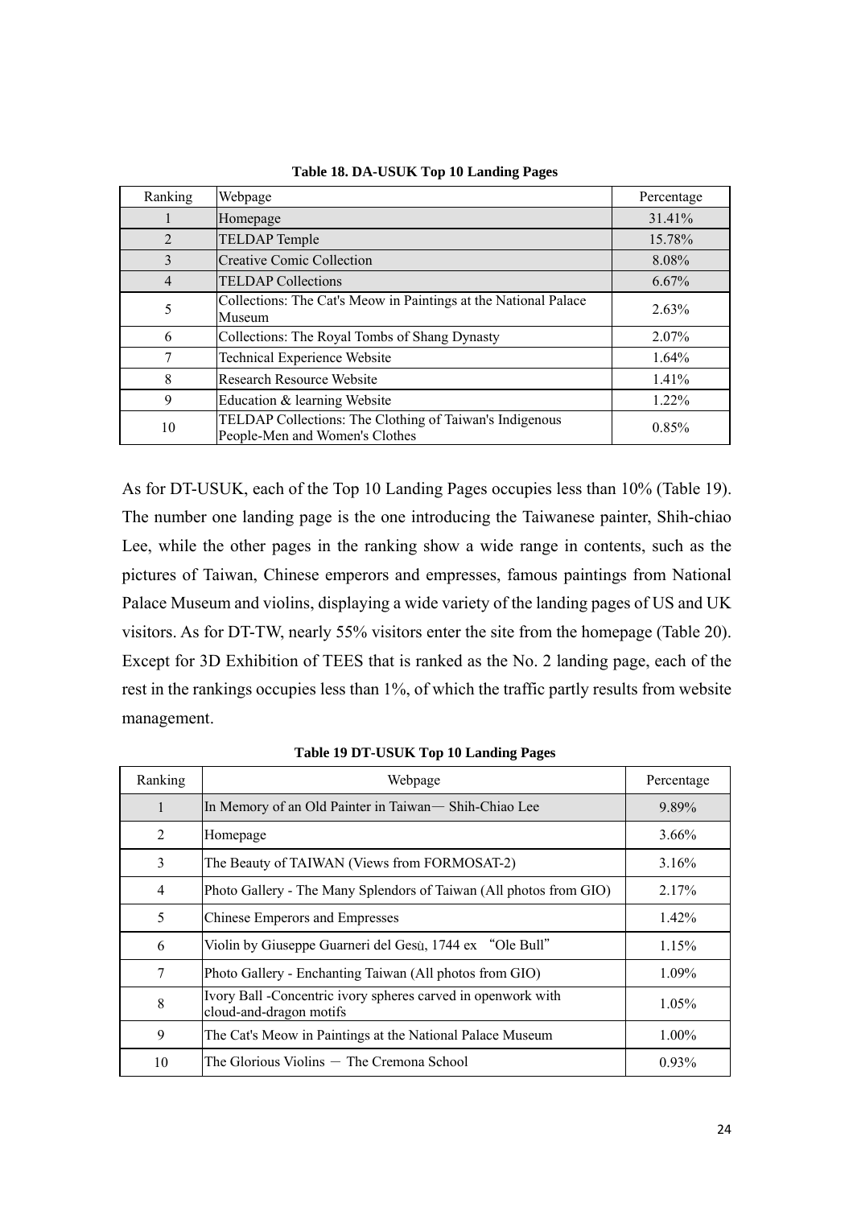**Table 18. DA-USUK Top 10 Landing Pages**

| Ranking | Webpage | Percentage |
|---|---|---|
| 1 | Homepage | 31.41% |
| 2 | TELDAP Temple | 15.78% |
| 3 | Creative Comic Collection | 8.08% |
| 4 | TELDAP Collections | 6.67% |
| 5 | Collections: The Cat's Meow in Paintings at the National Palace Museum | 2.63% |
| 6 | Collections: The Royal Tombs of Shang Dynasty | 2.07% |
| 7 | Technical Experience Website | 1.64% |
| 8 | Research Resource Website | 1.41% |
| 9 | Education & learning Website | 1.22% |
| 10 | TELDAP Collections: The Clothing of Taiwan's Indigenous People-Men and Women's Clothes | 0.85% |

As for DT-USUK, each of the Top 10 Landing Pages occupies less than 10% (Table 19). The number one landing page is the one introducing the Taiwanese painter, Shih-chiao Lee, while the other pages in the ranking show a wide range in contents, such as the pictures of Taiwan, Chinese emperors and empresses, famous paintings from National Palace Museum and violins, displaying a wide variety of the landing pages of US and UK visitors. As for DT-TW, nearly 55% visitors enter the site from the homepage (Table 20). Except for 3D Exhibition of TEES that is ranked as the No. 2 landing page, each of the rest in the rankings occupies less than 1%, of which the traffic partly results from website management.

**Table 19 DT-USUK Top 10 Landing Pages**

| Ranking | Webpage | Percentage |
|---|---|---|
| 1 | In Memory of an Old Painter in Taiwan— Shih-Chiao Lee | 9.89% |
| 2 | Homepage | 3.66% |
| 3 | The Beauty of TAIWAN (Views from FORMOSAT-2) | 3.16% |
| 4 | Photo Gallery - The Many Splendors of Taiwan (All photos from GIO) | 2.17% |
| 5 | Chinese Emperors and Empresses | 1.42% |
| 6 | Violin by Giuseppe Guarneri del Gesù, 1744 ex "Ole Bull" | 1.15% |
| 7 | Photo Gallery - Enchanting Taiwan (All photos from GIO) | 1.09% |
| 8 | Ivory Ball -Concentric ivory spheres carved in openwork with cloud-and-dragon motifs | 1.05% |
| 9 | The Cat's Meow in Paintings at the National Palace Museum | 1.00% |
| 10 | The Glorious Violins — The Cremona School | 0.93% |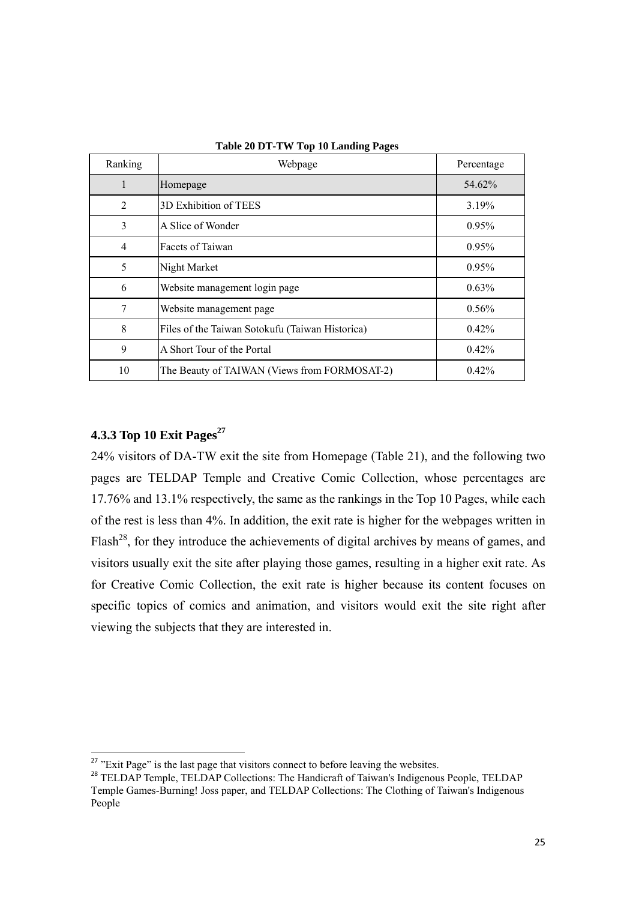**Table 20 DT-TW Top 10 Landing Pages**

| Ranking | Webpage | Percentage |
|---|---|---|
| 1 | Homepage | 54.62% |
| 2 | 3D Exhibition of TEES | 3.19% |
| 3 | A Slice of Wonder | 0.95% |
| 4 | Facets of Taiwan | 0.95% |
| 5 | Night Market | 0.95% |
| 6 | Website management login page | 0.63% |
| 7 | Website management page | 0.56% |
| 8 | Files of the Taiwan Sotokufu (Taiwan Historica) | 0.42% |
| 9 | A Short Tour of the Portal | 0.42% |
| 10 | The Beauty of TAIWAN (Views from FORMOSAT-2) | 0.42% |

### 4.3.3 Top 10 Exit Pages[27]

24% visitors of DA-TW exit the site from Homepage (Table 21), and the following two pages are TELDAP Temple and Creative Comic Collection, whose percentages are 17.76% and 13.1% respectively, the same as the rankings in the Top 10 Pages, while each of the rest is less than 4%. In addition, the exit rate is higher for the webpages written in Flash[28], for they introduce the achievements of digital archives by means of games, and visitors usually exit the site after playing those games, resulting in a higher exit rate. As for Creative Comic Collection, the exit rate is higher because its content focuses on specific topics of comics and animation, and visitors would exit the site right after viewing the subjects that they are interested in.

---

[27] "Exit Page" is the last page that visitors connect to before leaving the websites.

[28] TELDAP Temple, TELDAP Collections: The Handicraft of Taiwan's Indigenous People, TELDAP Temple Games-Burning! Joss paper, and TELDAP Collections: The Clothing of Taiwan's Indigenous People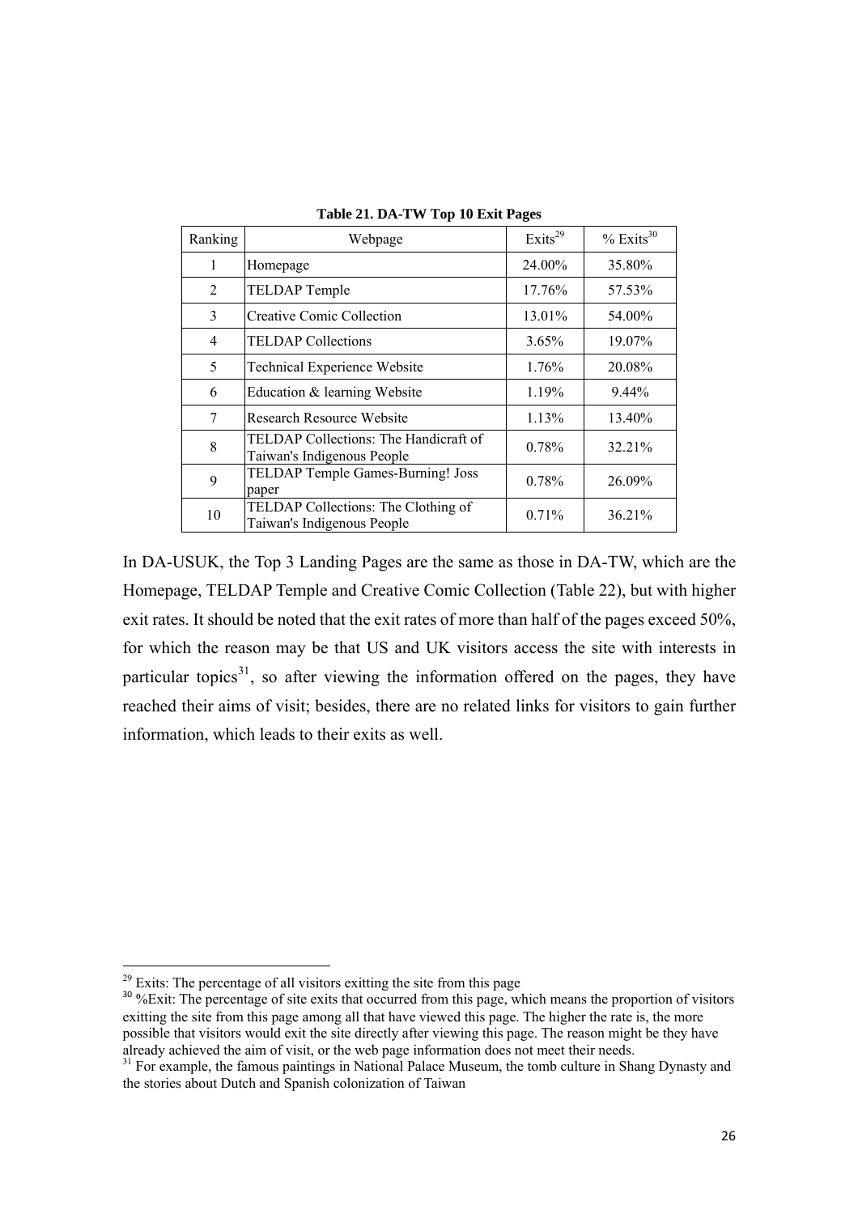**Table 21. DA-TW Top 10 Exit Pages**

| Ranking | Webpage | Exits[29] | % Exits[30] |
|---|---|---|---|
| 1 | Homepage | 24.00% | 35.80% |
| 2 | TELDAP Temple | 17.76% | 57.53% |
| 3 | Creative Comic Collection | 13.01% | 54.00% |
| 4 | TELDAP Collections | 3.65% | 19.07% |
| 5 | Technical Experience Website | 1.76% | 20.08% |
| 6 | Education & learning Website | 1.19% | 9.44% |
| 7 | Research Resource Website | 1.13% | 13.40% |
| 8 | TELDAP Collections: The Handicraft of Taiwan's Indigenous People | 0.78% | 32.21% |
| 9 | TELDAP Temple Games-Burning! Joss paper | 0.78% | 26.09% |
| 10 | TELDAP Collections: The Clothing of Taiwan's Indigenous People | 0.71% | 36.21% |

In DA-USUK, the Top 3 Landing Pages are the same as those in DA-TW, which are the Homepage, TELDAP Temple and Creative Comic Collection (Table 22), but with higher exit rates. It should be noted that the exit rates of more than half of the pages exceed 50%, for which the reason may be that US and UK visitors access the site with interests in particular topics[31], so after viewing the information offered on the pages, they have reached their aims of visit; besides, there are no related links for visitors to gain further information, which leads to their exits as well.

---

[29] Exits: The percentage of all visitors exitting the site from this page

[30] %Exit: The percentage of site exits that occurred from this page, which means the proportion of visitors exitting the site from this page among all that have viewed this page. The higher the rate is, the more possible that visitors would exit the site directly after viewing this page. The reason might be they have already achieved the aim of visit, or the web page information does not meet their needs.

[31] For example, the famous paintings in National Palace Museum, the tomb culture in Shang Dynasty and the stories about Dutch and Spanish colonization of Taiwan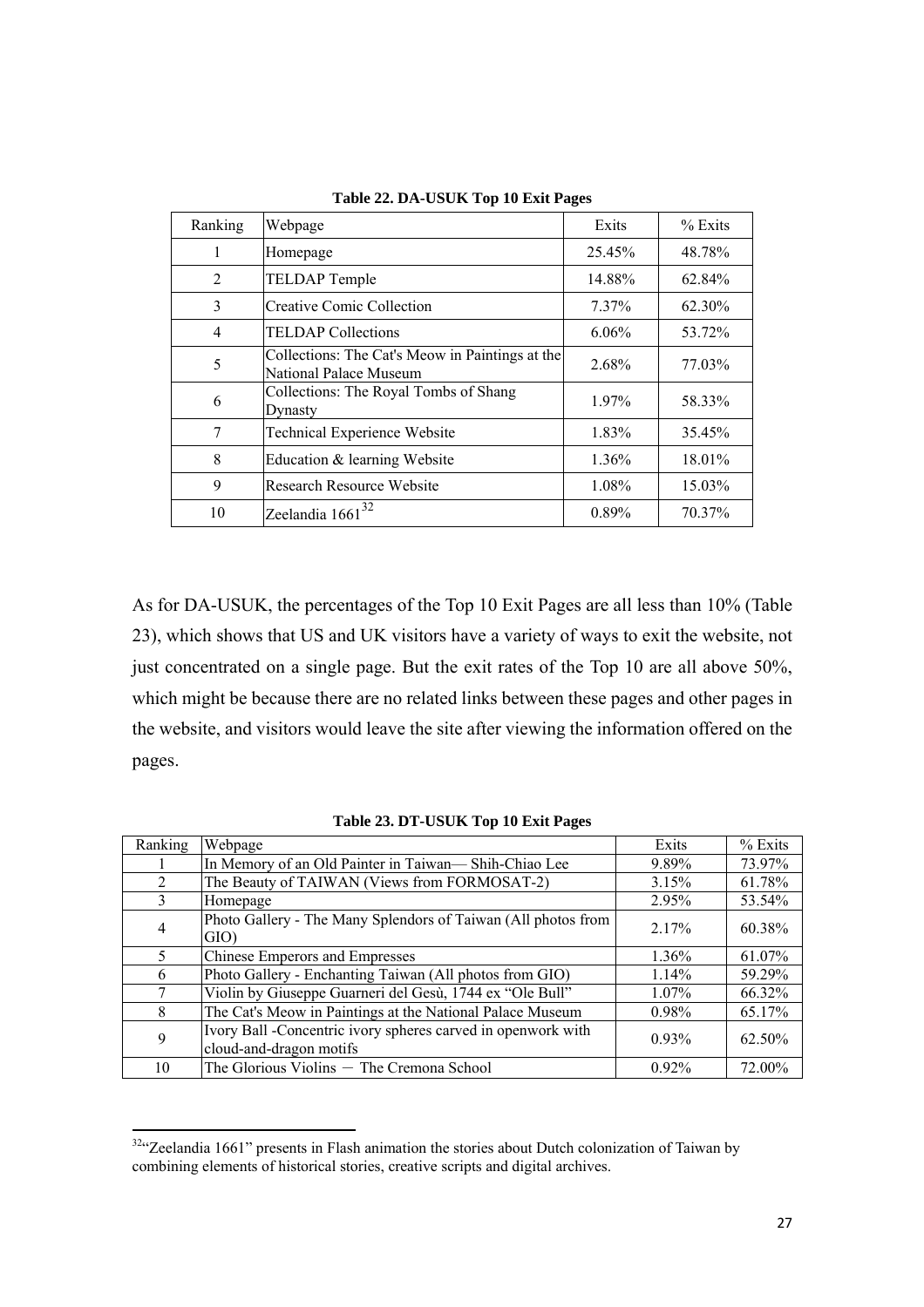**Table 22. DA-USUK Top 10 Exit Pages**

| Ranking | Webpage | Exits | % Exits |
|---|---|---|---|
| 1 | Homepage | 25.45% | 48.78% |
| 2 | TELDAP Temple | 14.88% | 62.84% |
| 3 | Creative Comic Collection | 7.37% | 62.30% |
| 4 | TELDAP Collections | 6.06% | 53.72% |
| 5 | Collections: The Cat's Meow in Paintings at the National Palace Museum | 2.68% | 77.03% |
| 6 | Collections: The Royal Tombs of Shang Dynasty | 1.97% | 58.33% |
| 7 | Technical Experience Website | 1.83% | 35.45% |
| 8 | Education & learning Website | 1.36% | 18.01% |
| 9 | Research Resource Website | 1.08% | 15.03% |
| 10 | Zeelandia 1661[32] | 0.89% | 70.37% |

As for DA-USUK, the percentages of the Top 10 Exit Pages are all less than 10% (Table 23), which shows that US and UK visitors have a variety of ways to exit the website, not just concentrated on a single page. But the exit rates of the Top 10 are all above 50%, which might be because there are no related links between these pages and other pages in the website, and visitors would leave the site after viewing the information offered on the pages.

**Table 23. DT-USUK Top 10 Exit Pages**

| Ranking | Webpage | Exits | % Exits |
|---|---|---|---|
| 1 | In Memory of an Old Painter in Taiwan— Shih-Chiao Lee | 9.89% | 73.97% |
| 2 | The Beauty of TAIWAN (Views from FORMOSAT-2) | 3.15% | 61.78% |
| 3 | Homepage | 2.95% | 53.54% |
| 4 | Photo Gallery - The Many Splendors of Taiwan (All photos from GIO) | 2.17% | 60.38% |
| 5 | Chinese Emperors and Empresses | 1.36% | 61.07% |
| 6 | Photo Gallery - Enchanting Taiwan (All photos from GIO) | 1.14% | 59.29% |
| 7 | Violin by Giuseppe Guarneri del Gesù, 1744 ex "Ole Bull" | 1.07% | 66.32% |
| 8 | The Cat's Meow in Paintings at the National Palace Museum | 0.98% | 65.17% |
| 9 | Ivory Ball -Concentric ivory spheres carved in openwork with cloud-and-dragon motifs | 0.93% | 62.50% |
| 10 | The Glorious Violins － The Cremona School | 0.92% | 72.00% |

[32] "Zeelandia 1661" presents in Flash animation the stories about Dutch colonization of Taiwan by combining elements of historical stories, creative scripts and digital archives.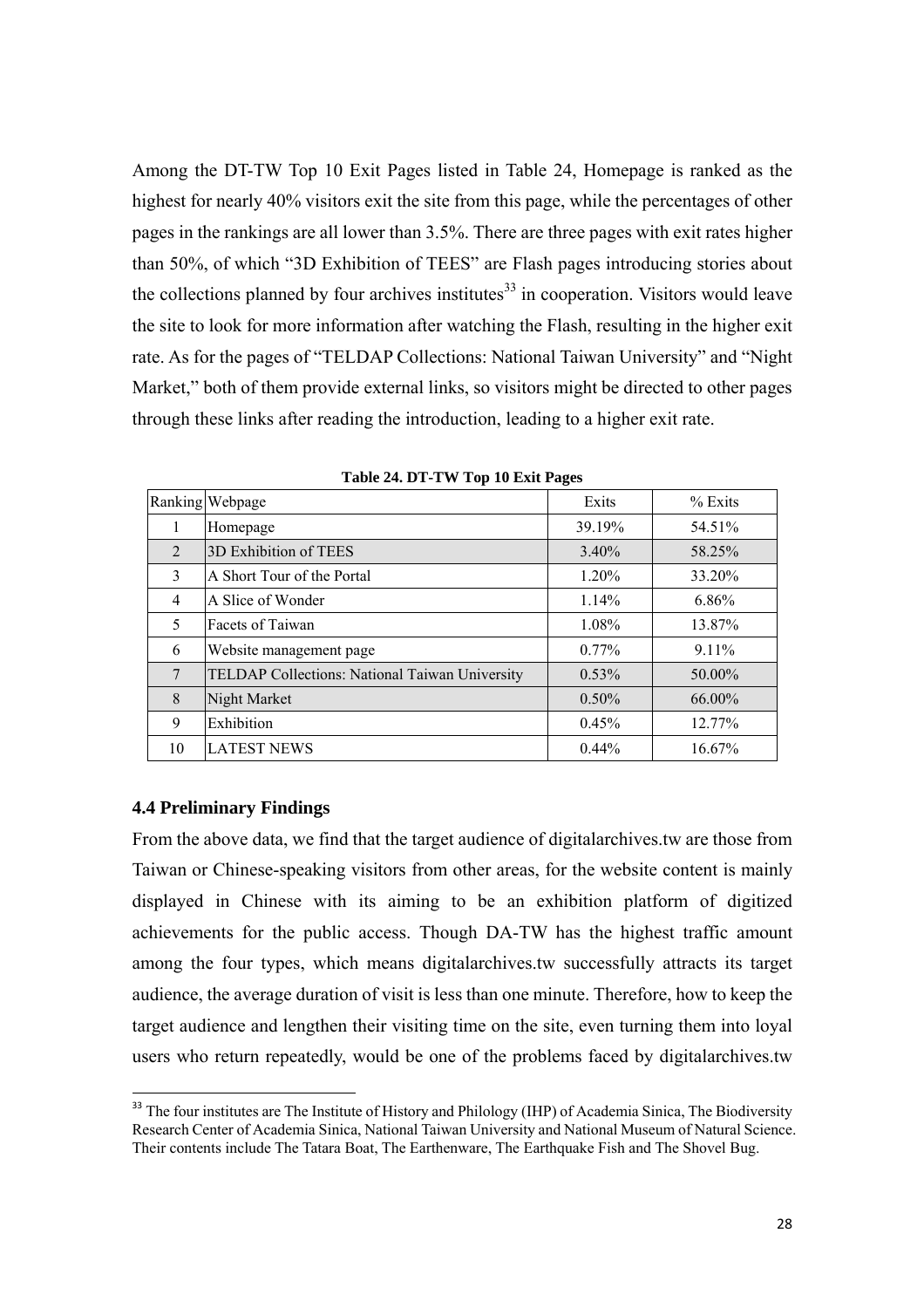Among the DT-TW Top 10 Exit Pages listed in Table 24, Homepage is ranked as the highest for nearly 40% visitors exit the site from this page, while the percentages of other pages in the rankings are all lower than 3.5%. There are three pages with exit rates higher than 50%, of which "3D Exhibition of TEES" are Flash pages introducing stories about the collections planned by four archives institutes[33] in cooperation. Visitors would leave the site to look for more information after watching the Flash, resulting in the higher exit rate. As for the pages of "TELDAP Collections: National Taiwan University" and "Night Market," both of them provide external links, so visitors might be directed to other pages through these links after reading the introduction, leading to a higher exit rate.

**Table 24. DT-TW Top 10 Exit Pages**

| Ranking | Webpage | Exits | % Exits |
|---|---|---|---|
| 1 | Homepage | 39.19% | 54.51% |
| 2 | 3D Exhibition of TEES | 3.40% | 58.25% |
| 3 | A Short Tour of the Portal | 1.20% | 33.20% |
| 4 | A Slice of Wonder | 1.14% | 6.86% |
| 5 | Facets of Taiwan | 1.08% | 13.87% |
| 6 | Website management page | 0.77% | 9.11% |
| 7 | TELDAP Collections: National Taiwan University | 0.53% | 50.00% |
| 8 | Night Market | 0.50% | 66.00% |
| 9 | Exhibition | 0.45% | 12.77% |
| 10 | LATEST NEWS | 0.44% | 16.67% |

### 4.4 Preliminary Findings

From the above data, we find that the target audience of digitalarchives.tw are those from Taiwan or Chinese-speaking visitors from other areas, for the website content is mainly displayed in Chinese with its aiming to be an exhibition platform of digitized achievements for the public access. Though DA-TW has the highest traffic amount among the four types, which means digitalarchives.tw successfully attracts its target audience, the average duration of visit is less than one minute. Therefore, how to keep the target audience and lengthen their visiting time on the site, even turning them into loyal users who return repeatedly, would be one of the problems faced by digitalarchives.tw

[33] The four institutes are The Institute of History and Philology (IHP) of Academia Sinica, The Biodiversity Research Center of Academia Sinica, National Taiwan University and National Museum of Natural Science. Their contents include The Tatara Boat, The Earthenware, The Earthquake Fish and The Shovel Bug.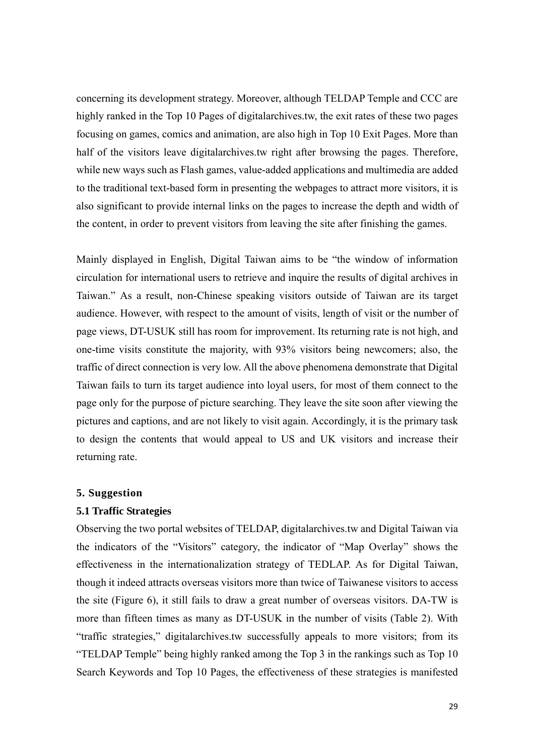concerning its development strategy. Moreover, although TELDAP Temple and CCC are highly ranked in the Top 10 Pages of digitalarchives.tw, the exit rates of these two pages focusing on games, comics and animation, are also high in Top 10 Exit Pages. More than half of the visitors leave digitalarchives.tw right after browsing the pages. Therefore, while new ways such as Flash games, value-added applications and multimedia are added to the traditional text-based form in presenting the webpages to attract more visitors, it is also significant to provide internal links on the pages to increase the depth and width of the content, in order to prevent visitors from leaving the site after finishing the games.

Mainly displayed in English, Digital Taiwan aims to be "the window of information circulation for international users to retrieve and inquire the results of digital archives in Taiwan." As a result, non-Chinese speaking visitors outside of Taiwan are its target audience. However, with respect to the amount of visits, length of visit or the number of page views, DT-USUK still has room for improvement. Its returning rate is not high, and one-time visits constitute the majority, with 93% visitors being newcomers; also, the traffic of direct connection is very low. All the above phenomena demonstrate that Digital Taiwan fails to turn its target audience into loyal users, for most of them connect to the page only for the purpose of picture searching. They leave the site soon after viewing the pictures and captions, and are not likely to visit again. Accordingly, it is the primary task to design the contents that would appeal to US and UK visitors and increase their returning rate.

## 5. Suggestion

### 5.1 Traffic Strategies

Observing the two portal websites of TELDAP, digitalarchives.tw and Digital Taiwan via the indicators of the "Visitors" category, the indicator of "Map Overlay" shows the effectiveness in the internationalization strategy of TEDLAP. As for Digital Taiwan, though it indeed attracts overseas visitors more than twice of Taiwanese visitors to access the site (Figure 6), it still fails to draw a great number of overseas visitors. DA-TW is more than fifteen times as many as DT-USUK in the number of visits (Table 2). With "traffic strategies," digitalarchives.tw successfully appeals to more visitors; from its "TELDAP Temple" being highly ranked among the Top 3 in the rankings such as Top 10 Search Keywords and Top 10 Pages, the effectiveness of these strategies is manifested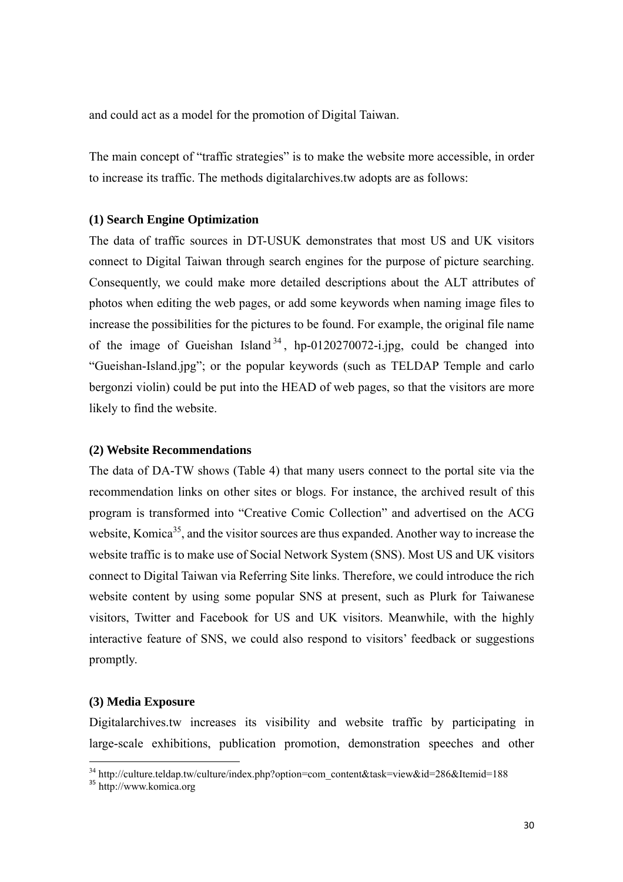and could act as a model for the promotion of Digital Taiwan.

The main concept of "traffic strategies" is to make the website more accessible, in order to increase its traffic. The methods digitalarchives.tw adopts are as follows:

**(1) Search Engine Optimization**

The data of traffic sources in DT-USUK demonstrates that most US and UK visitors connect to Digital Taiwan through search engines for the purpose of picture searching. Consequently, we could make more detailed descriptions about the ALT attributes of photos when editing the web pages, or add some keywords when naming image files to increase the possibilities for the pictures to be found. For example, the original file name of the image of Gueishan Island[34], hp-0120270072-i.jpg, could be changed into "Gueishan-Island.jpg"; or the popular keywords (such as TELDAP Temple and carlo bergonzi violin) could be put into the HEAD of web pages, so that the visitors are more likely to find the website.

**(2) Website Recommendations**

The data of DA-TW shows (Table 4) that many users connect to the portal site via the recommendation links on other sites or blogs. For instance, the archived result of this program is transformed into "Creative Comic Collection" and advertised on the ACG website, Komica[35], and the visitor sources are thus expanded. Another way to increase the website traffic is to make use of Social Network System (SNS). Most US and UK visitors connect to Digital Taiwan via Referring Site links. Therefore, we could introduce the rich website content by using some popular SNS at present, such as Plurk for Taiwanese visitors, Twitter and Facebook for US and UK visitors. Meanwhile, with the highly interactive feature of SNS, we could also respond to visitors' feedback or suggestions promptly.

**(3) Media Exposure**

Digitalarchives.tw increases its visibility and website traffic by participating in large-scale exhibitions, publication promotion, demonstration speeches and other

[34] http://culture.teldap.tw/culture/index.php?option=com_content&task=view&id=286&Itemid=188

[35] http://www.komica.org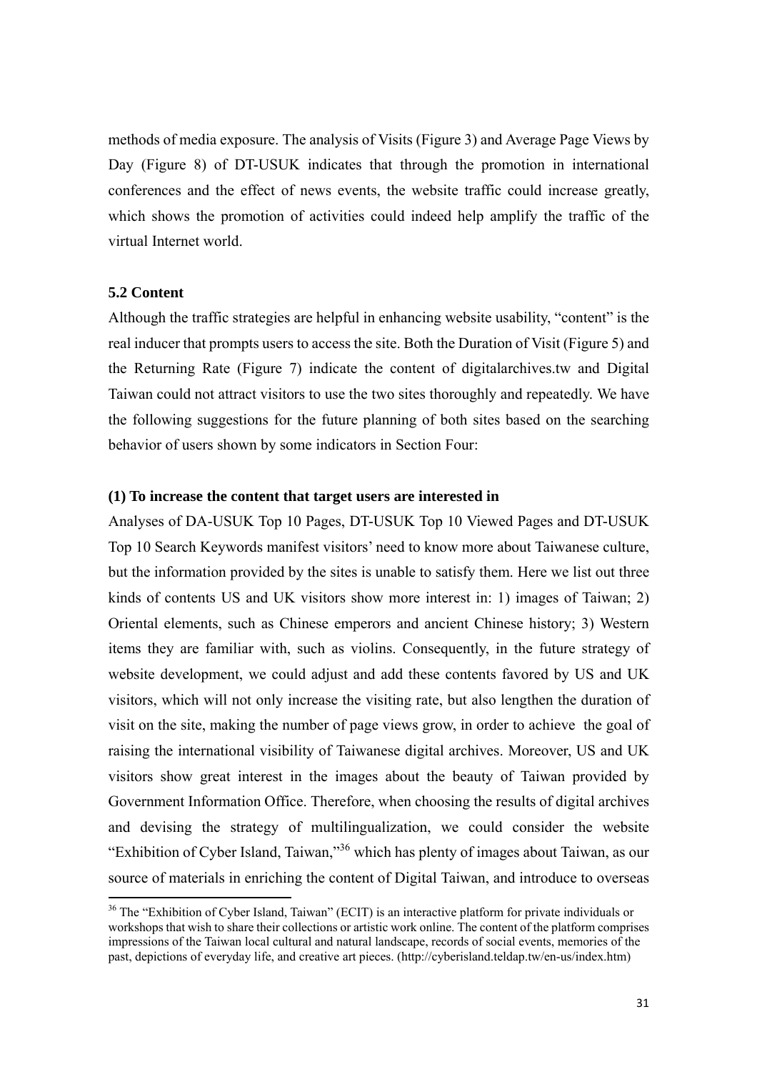methods of media exposure. The analysis of Visits (Figure 3) and Average Page Views by Day (Figure 8) of DT-USUK indicates that through the promotion in international conferences and the effect of news events, the website traffic could increase greatly, which shows the promotion of activities could indeed help amplify the traffic of the virtual Internet world.

### 5.2 Content

Although the traffic strategies are helpful in enhancing website usability, "content" is the real inducer that prompts users to access the site. Both the Duration of Visit (Figure 5) and the Returning Rate (Figure 7) indicate the content of digitalarchives.tw and Digital Taiwan could not attract visitors to use the two sites thoroughly and repeatedly. We have the following suggestions for the future planning of both sites based on the searching behavior of users shown by some indicators in Section Four:

#### (1) To increase the content that target users are interested in

Analyses of DA-USUK Top 10 Pages, DT-USUK Top 10 Viewed Pages and DT-USUK Top 10 Search Keywords manifest visitors' need to know more about Taiwanese culture, but the information provided by the sites is unable to satisfy them. Here we list out three kinds of contents US and UK visitors show more interest in: 1) images of Taiwan; 2) Oriental elements, such as Chinese emperors and ancient Chinese history; 3) Western items they are familiar with, such as violins. Consequently, in the future strategy of website development, we could adjust and add these contents favored by US and UK visitors, which will not only increase the visiting rate, but also lengthen the duration of visit on the site, making the number of page views grow, in order to achieve the goal of raising the international visibility of Taiwanese digital archives. Moreover, US and UK visitors show great interest in the images about the beauty of Taiwan provided by Government Information Office. Therefore, when choosing the results of digital archives and devising the strategy of multilingualization, we could consider the website "Exhibition of Cyber Island, Taiwan,"[36] which has plenty of images about Taiwan, as our source of materials in enriching the content of Digital Taiwan, and introduce to overseas

[36] The "Exhibition of Cyber Island, Taiwan" (ECIT) is an interactive platform for private individuals or workshops that wish to share their collections or artistic work online. The content of the platform comprises impressions of the Taiwan local cultural and natural landscape, records of social events, memories of the past, depictions of everyday life, and creative art pieces. (http://cyberisland.teldap.tw/en-us/index.htm)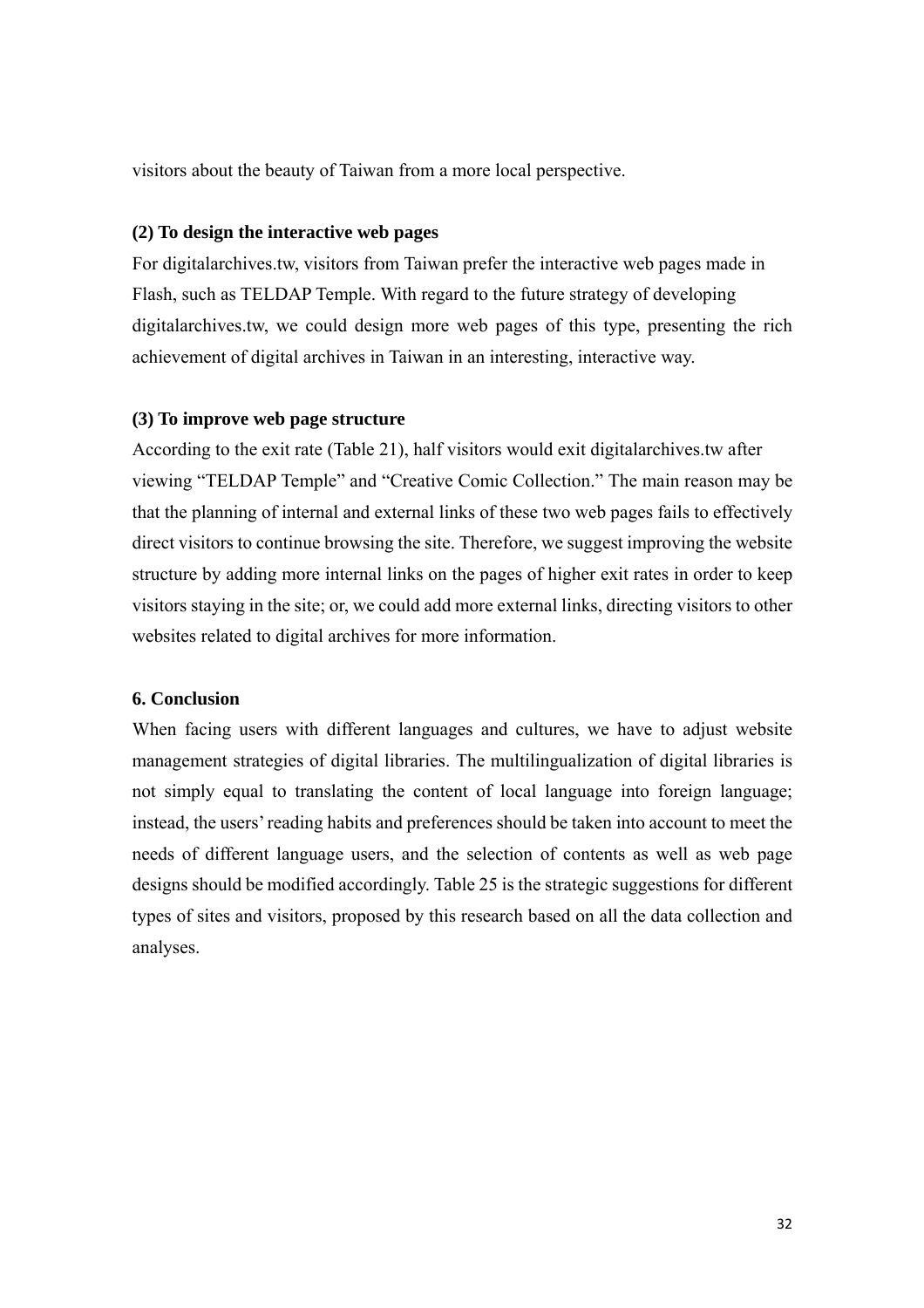visitors about the beauty of Taiwan from a more local perspective.

**(2) To design the interactive web pages**

For digitalarchives.tw, visitors from Taiwan prefer the interactive web pages made in Flash, such as TELDAP Temple. With regard to the future strategy of developing digitalarchives.tw, we could design more web pages of this type, presenting the rich achievement of digital archives in Taiwan in an interesting, interactive way.

**(3) To improve web page structure**

According to the exit rate (Table 21), half visitors would exit digitalarchives.tw after viewing "TELDAP Temple" and "Creative Comic Collection." The main reason may be that the planning of internal and external links of these two web pages fails to effectively direct visitors to continue browsing the site. Therefore, we suggest improving the website structure by adding more internal links on the pages of higher exit rates in order to keep visitors staying in the site; or, we could add more external links, directing visitors to other websites related to digital archives for more information.

## 6. Conclusion

When facing users with different languages and cultures, we have to adjust website management strategies of digital libraries. The multilingualization of digital libraries is not simply equal to translating the content of local language into foreign language; instead, the users' reading habits and preferences should be taken into account to meet the needs of different language users, and the selection of contents as well as web page designs should be modified accordingly. Table 25 is the strategic suggestions for different types of sites and visitors, proposed by this research based on all the data collection and analyses.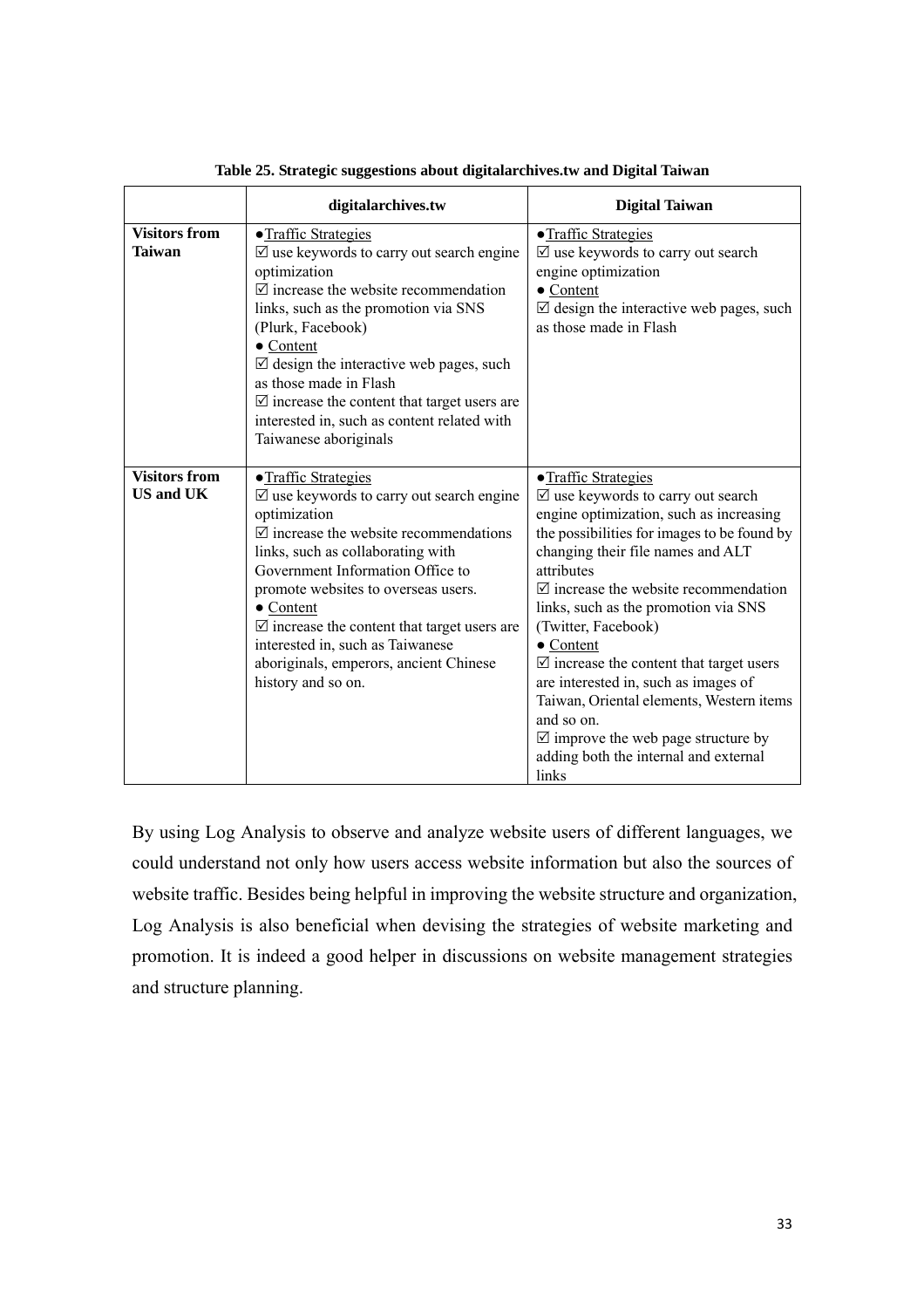**Table 25. Strategic suggestions about digitalarchives.tw and Digital Taiwan**

| | digitalarchives.tw | Digital Taiwan |
|---|---|---|
| **Visitors from Taiwan** | ● Traffic Strategies<br>☑ use keywords to carry out search engine optimization<br>☑ increase the website recommendation links, such as the promotion via SNS (Plurk, Facebook)<br>● Content<br>☑ design the interactive web pages, such as those made in Flash<br>☑ increase the content that target users are interested in, such as content related with Taiwanese aboriginals | ● Traffic Strategies<br>☑ use keywords to carry out search engine optimization<br>● Content<br>☑ design the interactive web pages, such as those made in Flash |
| **Visitors from US and UK** | ● Traffic Strategies<br>☑ use keywords to carry out search engine optimization<br>☑ increase the website recommendations links, such as collaborating with Government Information Office to promote websites to overseas users.<br>● Content<br>☑ increase the content that target users are interested in, such as Taiwanese aboriginals, emperors, ancient Chinese history and so on. | ● Traffic Strategies<br>☑ use keywords to carry out search engine optimization, such as increasing the possibilities for images to be found by changing their file names and ALT attributes<br>☑ increase the website recommendation links, such as the promotion via SNS (Twitter, Facebook)<br>● Content<br>☑ increase the content that target users are interested in, such as images of Taiwan, Oriental elements, Western items and so on.<br>☑ improve the web page structure by adding both the internal and external links |

By using Log Analysis to observe and analyze website users of different languages, we could understand not only how users access website information but also the sources of website traffic. Besides being helpful in improving the website structure and organization, Log Analysis is also beneficial when devising the strategies of website marketing and promotion. It is indeed a good helper in discussions on website management strategies and structure planning.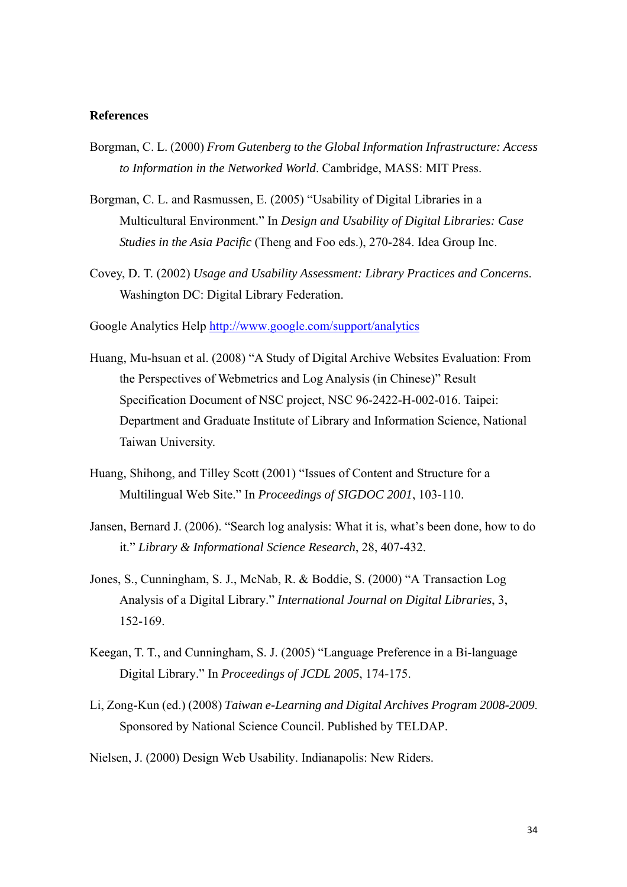**References**

Borgman, C. L. (2000) *From Gutenberg to the Global Information Infrastructure: Access to Information in the Networked World*. Cambridge, MASS: MIT Press.

Borgman, C. L. and Rasmussen, E. (2005) "Usability of Digital Libraries in a Multicultural Environment." In *Design and Usability of Digital Libraries: Case Studies in the Asia Pacific* (Theng and Foo eds.), 270-284. Idea Group Inc.

Covey, D. T. (2002) *Usage and Usability Assessment: Library Practices and Concerns*. Washington DC: Digital Library Federation.

Google Analytics Help http://www.google.com/support/analytics

Huang, Mu-hsuan et al. (2008) "A Study of Digital Archive Websites Evaluation: From the Perspectives of Webmetrics and Log Analysis (in Chinese)" Result Specification Document of NSC project, NSC 96-2422-H-002-016. Taipei: Department and Graduate Institute of Library and Information Science, National Taiwan University.

Huang, Shihong, and Tilley Scott (2001) "Issues of Content and Structure for a Multilingual Web Site." In *Proceedings of SIGDOC 2001*, 103-110.

Jansen, Bernard J. (2006). "Search log analysis: What it is, what's been done, how to do it." *Library & Informational Science Research*, 28, 407-432.

Jones, S., Cunningham, S. J., McNab, R. & Boddie, S. (2000) "A Transaction Log Analysis of a Digital Library." *International Journal on Digital Libraries*, 3, 152-169.

Keegan, T. T., and Cunningham, S. J. (2005) "Language Preference in a Bi-language Digital Library." In *Proceedings of JCDL 2005*, 174-175.

Li, Zong-Kun (ed.) (2008) *Taiwan e-Learning and Digital Archives Program 2008-2009*. Sponsored by National Science Council. Published by TELDAP.

Nielsen, J. (2000) Design Web Usability. Indianapolis: New Riders.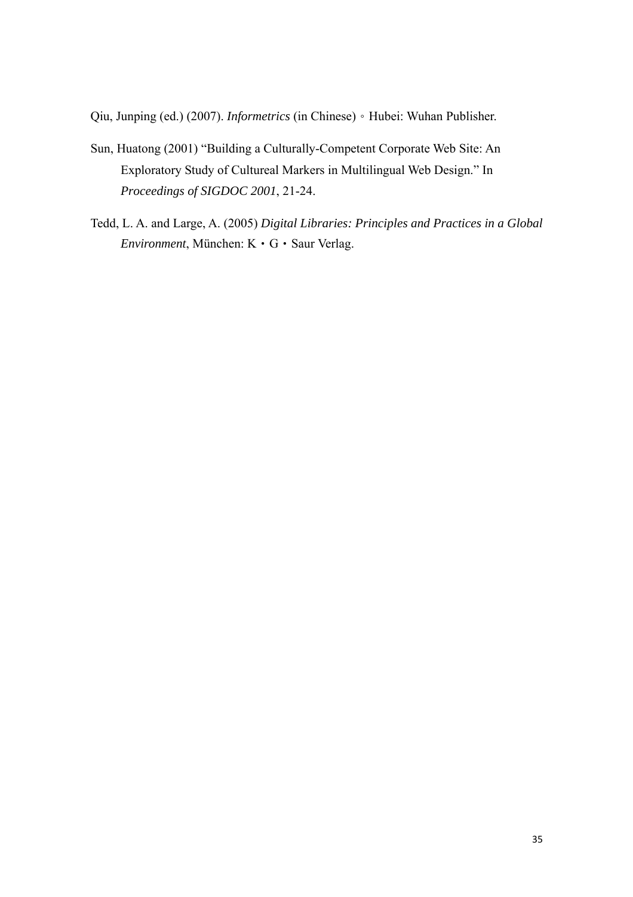Qiu, Junping (ed.) (2007). *Informetrics* (in Chinese)。Hubei: Wuhan Publisher.

Sun, Huatong (2001) “Building a Culturally-Competent Corporate Web Site: An Exploratory Study of Cultureal Markers in Multilingual Web Design.” In *Proceedings of SIGDOC 2001*, 21-24.

Tedd, L. A. and Large, A. (2005) *Digital Libraries: Principles and Practices in a Global Environment*, München: K・G・Saur Verlag.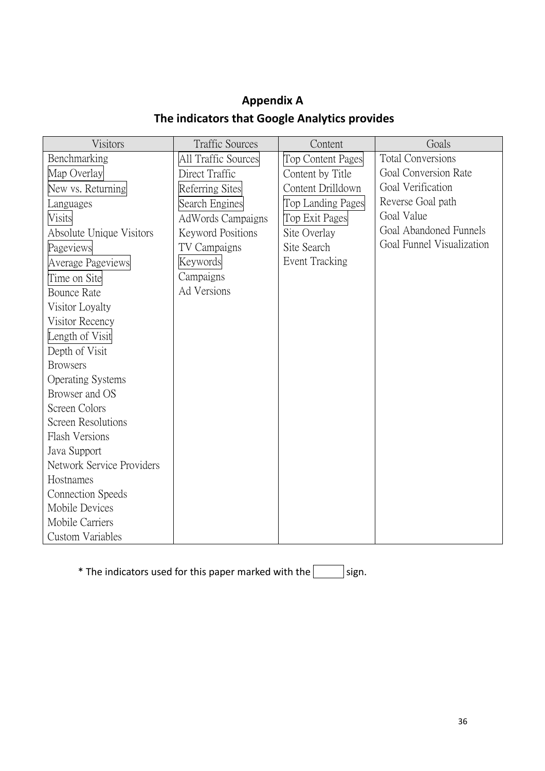## Appendix A

## The indicators that Google Analytics provides

| Visitors | Traffic Sources | Content | Goals |
|---|---|---|---|
| Benchmarking | All Traffic Sources | Top Content Pages | Total Conversions |
| Map Overlay | Direct Traffic | Content by Title | Goal Conversion Rate |
| New vs. Returning | Referring Sites | Content Drilldown | Goal Verification |
| Languages | Search Engines | Top Landing Pages | Reverse Goal path |
| Visits | AdWords Campaigns | Top Exit Pages | Goal Value |
| Absolute Unique Visitors | Keyword Positions | Site Overlay | Goal Abandoned Funnels |
| Pageviews | TV Campaigns | Site Search | Goal Funnel Visualization |
| Average Pageviews | Keywords | Event Tracking | |
| Time on Site | Campaigns | | |
| Bounce Rate | Ad Versions | | |
| Visitor Loyalty | | | |
| Visitor Recency | | | |
| Length of Visit | | | |
| Depth of Visit | | | |
| Browsers | | | |
| Operating Systems | | | |
| Browser and OS | | | |
| Screen Colors | | | |
| Screen Resolutions | | | |
| Flash Versions | | | |
| Java Support | | | |
| Network Service Providers | | | |
| Hostnames | | | |
| Connection Speeds | | | |
| Mobile Devices | | | |
| Mobile Carriers | | | |
| Custom Variables | | | |

\* The indicators used for this paper marked with the [ ] sign.